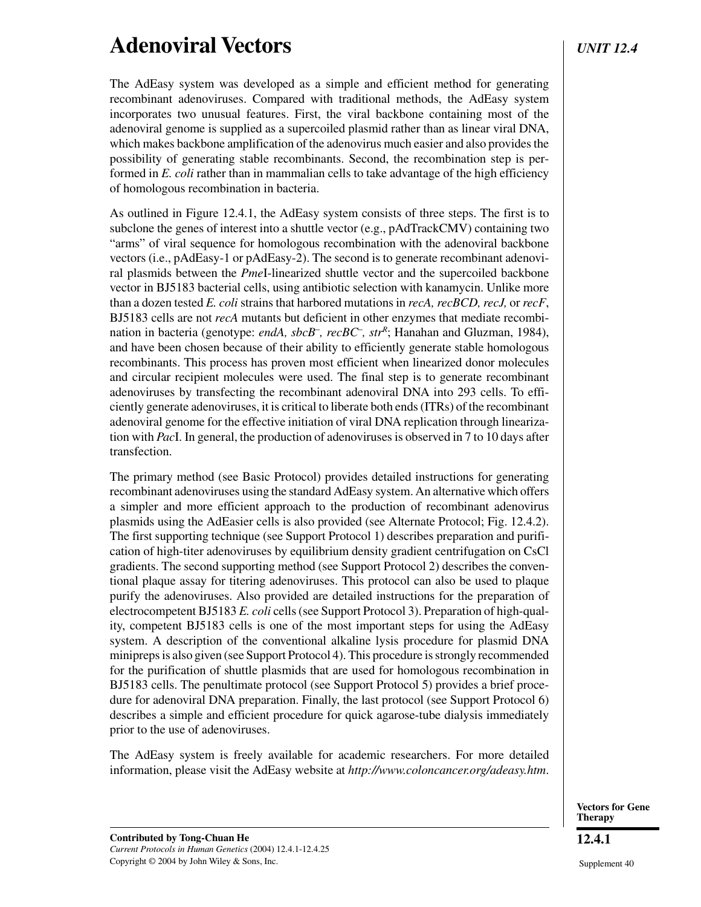# Adenoviral Vectors

The AdEasy system was developed as a simple and efficient method for generating recombinant adenoviruses. Compared with traditional methods, the AdEasy system incorporates two unusual features. First, the viral backbone containing most of the adenoviral genome is supplied as a supercoiled plasmid rather than as linear viral DNA, which makes backbone amplification of the adenovirus much easier and also provides the possibility of generating stable recombinants. Second, the recombination step is performed in *E. coli* rather than in mammalian cells to take advantage of the high efficiency of homologous recombination in bacteria.

As outlined in Figure 12.4.1, the AdEasy system consists of three steps. The first is to subclone the genes of interest into a shuttle vector (e.g., pAdTrackCMV) containing two "arms" of viral sequence for homologous recombination with the adenoviral backbone vectors (i.e., pAdEasy-1 or pAdEasy-2). The second is to generate recombinant adenoviral plasmids between the *Pme*I-linearized shuttle vector and the supercoiled backbone vector in BJ5183 bacterial cells, using antibiotic selection with kanamycin. Unlike more than a dozen tested *E. coli* strains that harbored mutations in *recA, recBCD, recJ,* or *recF*, BJ5183 cells are not *recA* mutants but deficient in other enzymes that mediate recombination in bacteria (genotype: *endA, sbcB*$^{-}$*, recBC*$^{-}$*, str*$^{R}$; Hanahan and Gluzman, 1984), and have been chosen because of their ability to efficiently generate stable homologous recombinants. This process has proven most efficient when linearized donor molecules and circular recipient molecules were used. The final step is to generate recombinant adenoviruses by transfecting the recombinant adenoviral DNA into 293 cells. To efficiently generate adenoviruses, it is critical to liberate both ends (ITRs) of the recombinant adenoviral genome for the effective initiation of viral DNA replication through linearization with *Pac*I. In general, the production of adenoviruses is observed in 7 to 10 days after transfection.

The primary method (see Basic Protocol) provides detailed instructions for generating recombinant adenoviruses using the standard AdEasy system. An alternative which offers a simpler and more efficient approach to the production of recombinant adenovirus plasmids using the AdEasier cells is also provided (see Alternate Protocol; Fig. 12.4.2). The first supporting technique (see Support Protocol 1) describes preparation and purification of high-titer adenoviruses by equilibrium density gradient centrifugation on CsCl gradients. The second supporting method (see Support Protocol 2) describes the conventional plaque assay for titering adenoviruses. This protocol can also be used to plaque purify the adenoviruses. Also provided are detailed instructions for the preparation of electrocompetent BJ5183 *E. coli* cells (see Support Protocol 3). Preparation of high-quality, competent BJ5183 cells is one of the most important steps for using the AdEasy system. A description of the conventional alkaline lysis procedure for plasmid DNA minipreps is also given (see Support Protocol 4). This procedure is strongly recommended for the purification of shuttle plasmids that are used for homologous recombination in BJ5183 cells. The penultimate protocol (see Support Protocol 5) provides a brief procedure for adenoviral DNA preparation. Finally, the last protocol (see Support Protocol 6) describes a simple and efficient procedure for quick agarose-tube dialysis immediately prior to the use of adenoviruses.

The AdEasy system is freely available for academic researchers. For more detailed information, please visit the AdEasy website at *http://www.coloncancer.org/adeasy.htm*.

**Contributed by Tong-Chuan He**
*Current Protocols in Human Genetics* (2004) 12.4.1-12.4.25
Copyright © 2004 by John Wiley & Sons, Inc.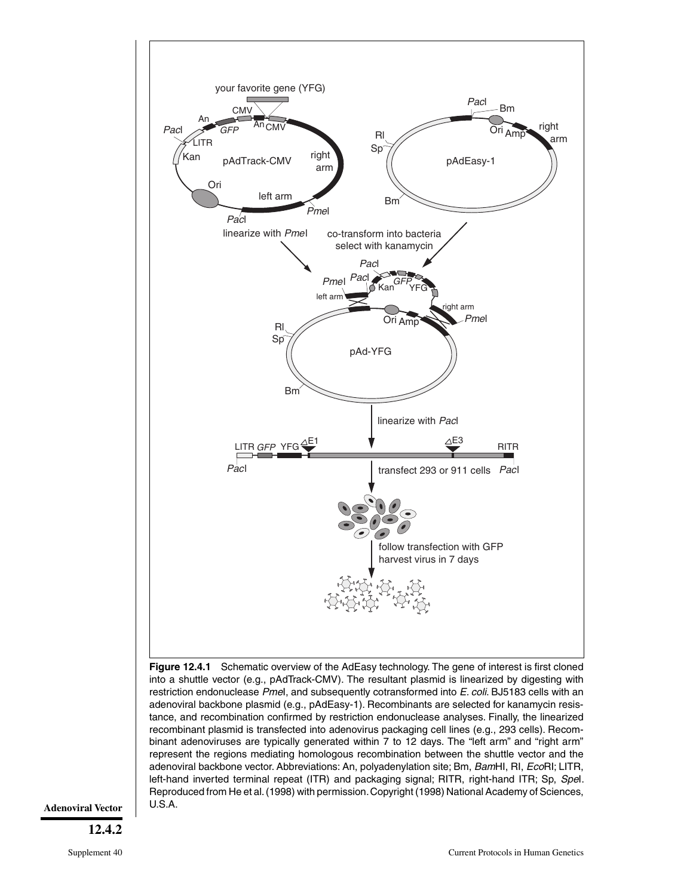**Figure 12.4.1** Schematic overview of the AdEasy technology. The gene of interest is first cloned into a shuttle vector (e.g., pAdTrack-CMV). The resultant plasmid is linearized by digesting with restriction endonuclease *Pme*I, and subsequently cotransformed into *E. coli*. BJ5183 cells with an adenoviral backbone plasmid (e.g., pAdEasy-1). Recombinants are selected for kanamycin resistance, and recombination confirmed by restriction endonuclease analyses. Finally, the linearized recombinant plasmid is transfected into adenovirus packaging cell lines (e.g., 293 cells). Recombinant adenoviruses are typically generated within 7 to 12 days. The "left arm" and "right arm" represent the regions mediating homologous recombination between the shuttle vector and the adenoviral backbone vector. Abbreviations: An, polyadenylation site; Bm, *Bam*HI, RI, *Eco*RI; LITR, left-hand inverted terminal repeat (ITR) and packaging signal; RITR, right-hand ITR; Sp, *Spe*I. Reproduced from He et al. (1998) with permission. Copyright (1998) National Academy of Sciences, U.S.A.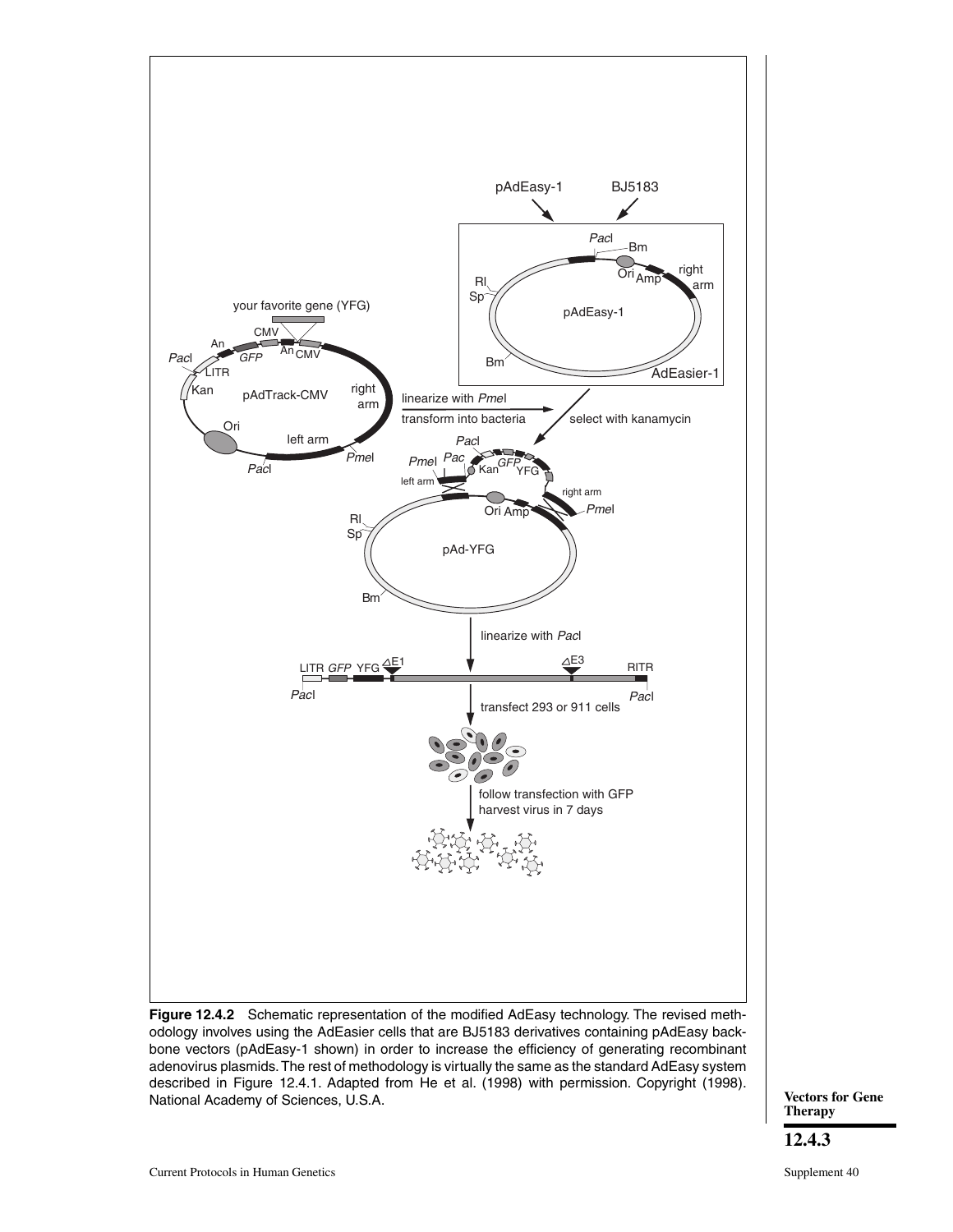**Figure 12.4.2** Schematic representation of the modified AdEasy technology. The revised methodology involves using the AdEasier cells that are BJ5183 derivatives containing pAdEasy backbone vectors (pAdEasy-1 shown) in order to increase the efficiency of generating recombinant adenovirus plasmids. The rest of methodology is virtually the same as the standard AdEasy system described in Figure 12.4.1. Adapted from He et al. (1998) with permission. Copyright (1998). National Academy of Sciences, U.S.A.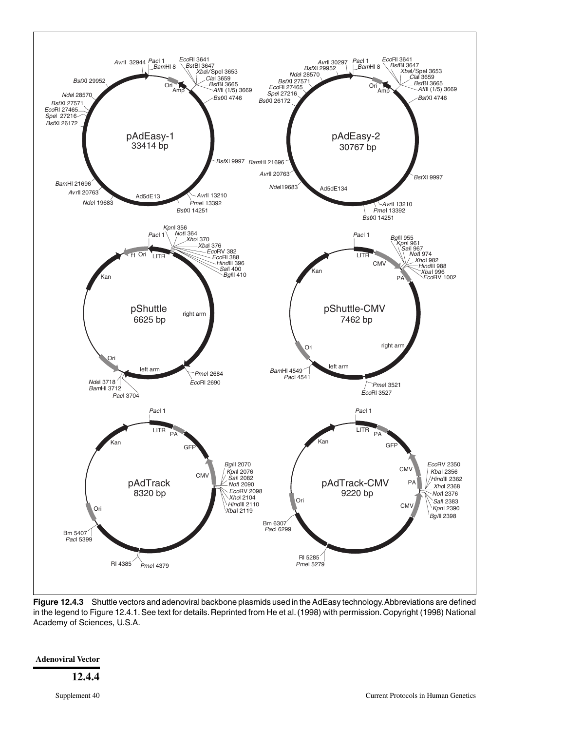**Figure 12.4.3** Shuttle vectors and adenoviral backbone plasmids used in the AdEasy technology. Abbreviations are defined in the legend to Figure 12.4.1. See text for details. Reprinted from He et al. (1998) with permission. Copyright (1998) National Academy of Sciences, U.S.A.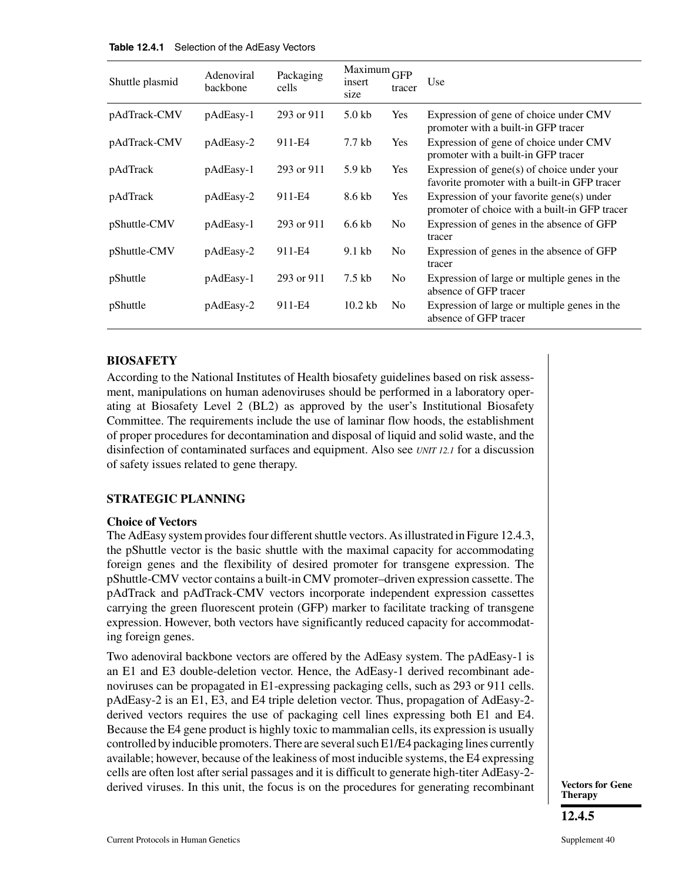**Table 12.4.1** Selection of the AdEasy Vectors

| Shuttle plasmid | Adenoviral backbone | Packaging cells | Maximum insert size | GFP tracer | Use |
|---|---|---|---|---|---|
| pAdTrack-CMV | pAdEasy-1 | 293 or 911 | 5.0 kb | Yes | Expression of gene of choice under CMV promoter with a built-in GFP tracer |
| pAdTrack-CMV | pAdEasy-2 | 911-E4 | 7.7 kb | Yes | Expression of gene of choice under CMV promoter with a built-in GFP tracer |
| pAdTrack | pAdEasy-1 | 293 or 911 | 5.9 kb | Yes | Expression of gene(s) of choice under your favorite promoter with a built-in GFP tracer |
| pAdTrack | pAdEasy-2 | 911-E4 | 8.6 kb | Yes | Expression of your favorite gene(s) under promoter of choice with a built-in GFP tracer |
| pShuttle-CMV | pAdEasy-1 | 293 or 911 | 6.6 kb | No | Expression of genes in the absence of GFP tracer |
| pShuttle-CMV | pAdEasy-2 | 911-E4 | 9.1 kb | No | Expression of genes in the absence of GFP tracer |
| pShuttle | pAdEasy-1 | 293 or 911 | 7.5 kb | No | Expression of large or multiple genes in the absence of GFP tracer |
| pShuttle | pAdEasy-2 | 911-E4 | 10.2 kb | No | Expression of large or multiple genes in the absence of GFP tracer |

## BIOSAFETY

According to the National Institutes of Health biosafety guidelines based on risk assessment, manipulations on human adenoviruses should be performed in a laboratory operating at Biosafety Level 2 (BL2) as approved by the user's Institutional Biosafety Committee. The requirements include the use of laminar flow hoods, the establishment of proper procedures for decontamination and disposal of liquid and solid waste, and the disinfection of contaminated surfaces and equipment. Also see *UNIT 12.1* for a discussion of safety issues related to gene therapy.

## STRATEGIC PLANNING

### Choice of Vectors

The AdEasy system provides four different shuttle vectors. As illustrated in Figure 12.4.3, the pShuttle vector is the basic shuttle with the maximal capacity for accommodating foreign genes and the flexibility of desired promoter for transgene expression. The pShuttle-CMV vector contains a built-in CMV promoter–driven expression cassette. The pAdTrack and pAdTrack-CMV vectors incorporate independent expression cassettes carrying the green fluorescent protein (GFP) marker to facilitate tracking of transgene expression. However, both vectors have significantly reduced capacity for accommodating foreign genes.

Two adenoviral backbone vectors are offered by the AdEasy system. The pAdEasy-1 is an E1 and E3 double-deletion vector. Hence, the AdEasy-1 derived recombinant adenoviruses can be propagated in E1-expressing packaging cells, such as 293 or 911 cells. pAdEasy-2 is an E1, E3, and E4 triple deletion vector. Thus, propagation of AdEasy-2-derived vectors requires the use of packaging cell lines expressing both E1 and E4. Because the E4 gene product is highly toxic to mammalian cells, its expression is usually controlled by inducible promoters. There are several such E1/E4 packaging lines currently available; however, because of the leakiness of most inducible systems, the E4 expressing cells are often lost after serial passages and it is difficult to generate high-titer AdEasy-2-derived viruses. In this unit, the focus is on the procedures for generating recombinant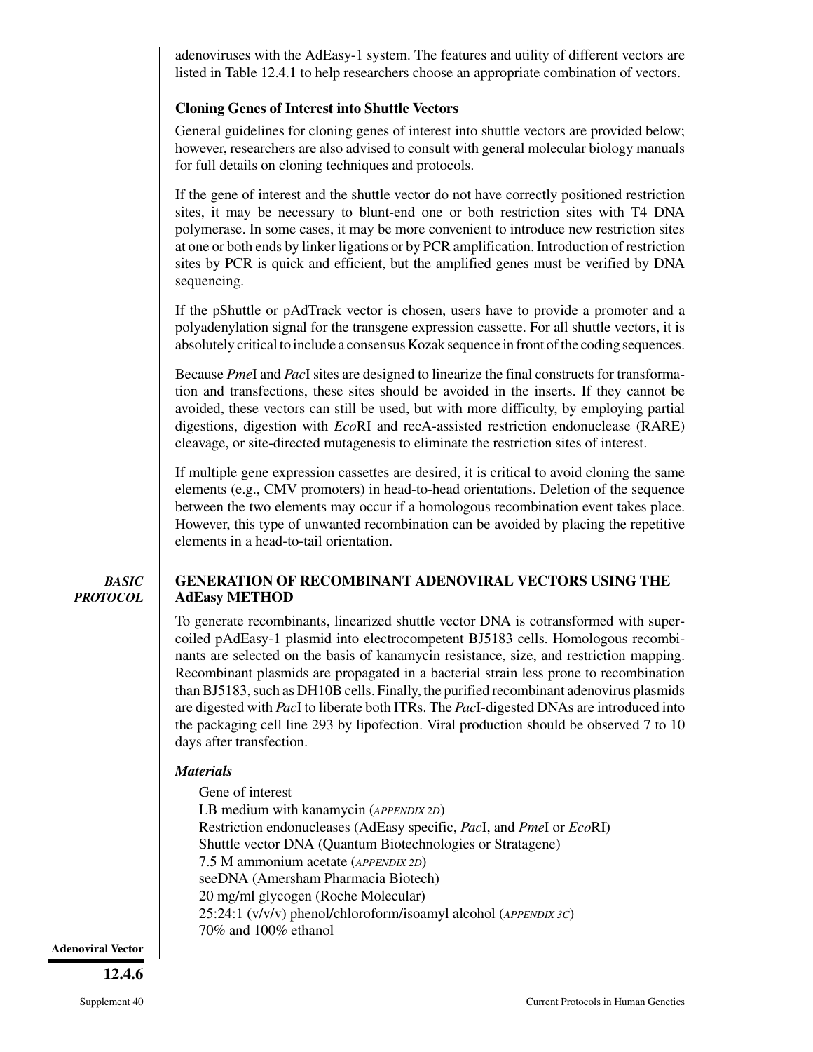adenoviruses with the AdEasy-1 system. The features and utility of different vectors are listed in Table 12.4.1 to help researchers choose an appropriate combination of vectors.

### Cloning Genes of Interest into Shuttle Vectors

General guidelines for cloning genes of interest into shuttle vectors are provided below; however, researchers are also advised to consult with general molecular biology manuals for full details on cloning techniques and protocols.

If the gene of interest and the shuttle vector do not have correctly positioned restriction sites, it may be necessary to blunt-end one or both restriction sites with T4 DNA polymerase. In some cases, it may be more convenient to introduce new restriction sites at one or both ends by linker ligations or by PCR amplification. Introduction of restriction sites by PCR is quick and efficient, but the amplified genes must be verified by DNA sequencing.

If the pShuttle or pAdTrack vector is chosen, users have to provide a promoter and a polyadenylation signal for the transgene expression cassette. For all shuttle vectors, it is absolutely critical to include a consensus Kozak sequence in front of the coding sequences.

Because *Pme*I and *Pac*I sites are designed to linearize the final constructs for transformation and transfections, these sites should be avoided in the inserts. If they cannot be avoided, these vectors can still be used, but with more difficulty, by employing partial digestions, digestion with *Eco*RI and recA-assisted restriction endonuclease (RARE) cleavage, or site-directed mutagenesis to eliminate the restriction sites of interest.

If multiple gene expression cassettes are desired, it is critical to avoid cloning the same elements (e.g., CMV promoters) in head-to-head orientations. Deletion of the sequence between the two elements may occur if a homologous recombination event takes place. However, this type of unwanted recombination can be avoided by placing the repetitive elements in a head-to-tail orientation.

*BASIC PROTOCOL*

## GENERATION OF RECOMBINANT ADENOVIRAL VECTORS USING THE AdEasy METHOD

To generate recombinants, linearized shuttle vector DNA is cotransformed with supercoiled pAdEasy-1 plasmid into electrocompetent BJ5183 cells. Homologous recombinants are selected on the basis of kanamycin resistance, size, and restriction mapping. Recombinant plasmids are propagated in a bacterial strain less prone to recombination than BJ5183, such as DH10B cells. Finally, the purified recombinant adenovirus plasmids are digested with *Pac*I to liberate both ITRs. The *Pac*I-digested DNAs are introduced into the packaging cell line 293 by lipofection. Viral production should be observed 7 to 10 days after transfection.

### *Materials*

Gene of interest
LB medium with kanamycin (*APPENDIX 2D*)
Restriction endonucleases (AdEasy specific, *Pac*I, and *Pme*I or *Eco*RI)
Shuttle vector DNA (Quantum Biotechnologies or Stratagene)
7.5 M ammonium acetate (*APPENDIX 2D*)
seeDNA (Amersham Pharmacia Biotech)
20 mg/ml glycogen (Roche Molecular)
25:24:1 (v/v/v) phenol/chloroform/isoamyl alcohol (*APPENDIX 3C*)
70% and 100% ethanol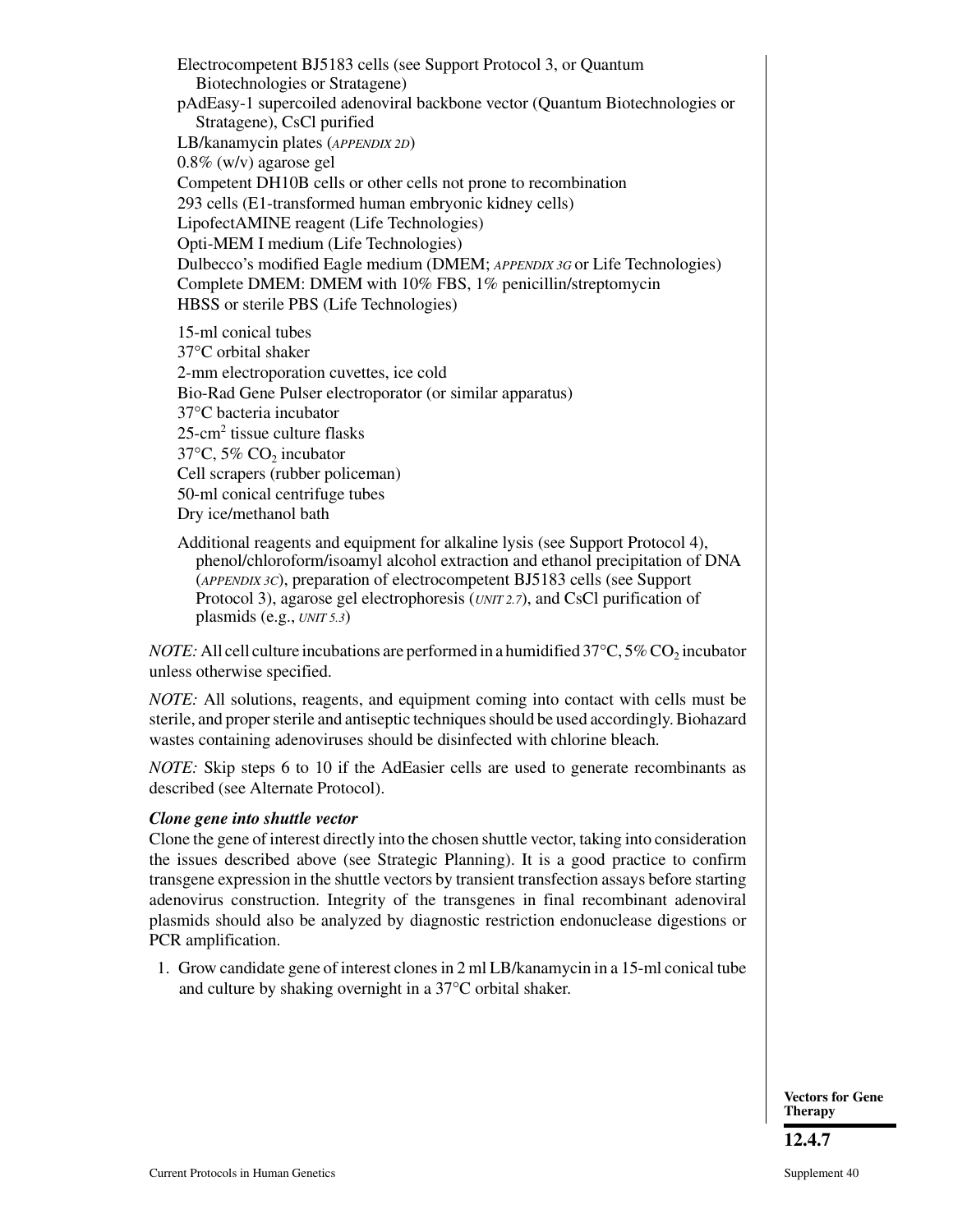Electrocompetent BJ5183 cells (see Support Protocol 3, or Quantum Biotechnologies or Stratagene)
pAdEasy-1 supercoiled adenoviral backbone vector (Quantum Biotechnologies or Stratagene), CsCl purified
LB/kanamycin plates (*APPENDIX 2D*)
0.8% (w/v) agarose gel
Competent DH10B cells or other cells not prone to recombination
293 cells (E1-transformed human embryonic kidney cells)
LipofectAMINE reagent (Life Technologies)
Opti-MEM I medium (Life Technologies)
Dulbecco's modified Eagle medium (DMEM; *APPENDIX 3G* or Life Technologies)
Complete DMEM: DMEM with 10% FBS, 1% penicillin/streptomycin
HBSS or sterile PBS (Life Technologies)

15-ml conical tubes
37°C orbital shaker
2-mm electroporation cuvettes, ice cold
Bio-Rad Gene Pulser electroporator (or similar apparatus)
37°C bacteria incubator
25-$cm^2$ tissue culture flasks
37°C, 5% $CO_2$ incubator
Cell scrapers (rubber policeman)
50-ml conical centrifuge tubes
Dry ice/methanol bath

Additional reagents and equipment for alkaline lysis (see Support Protocol 4), phenol/chloroform/isoamyl alcohol extraction and ethanol precipitation of DNA (*APPENDIX 3C*), preparation of electrocompetent BJ5183 cells (see Support Protocol 3), agarose gel electrophoresis (*UNIT 2.7*), and CsCl purification of plasmids (e.g., *UNIT 5.3*)

*NOTE:* All cell culture incubations are performed in a humidified 37°C, 5% $CO_2$ incubator unless otherwise specified.

*NOTE:* All solutions, reagents, and equipment coming into contact with cells must be sterile, and proper sterile and antiseptic techniques should be used accordingly. Biohazard wastes containing adenoviruses should be disinfected with chlorine bleach.

*NOTE:* Skip steps 6 to 10 if the AdEasier cells are used to generate recombinants as described (see Alternate Protocol).

### *Clone gene into shuttle vector*

Clone the gene of interest directly into the chosen shuttle vector, taking into consideration the issues described above (see Strategic Planning). It is a good practice to confirm transgene expression in the shuttle vectors by transient transfection assays before starting adenovirus construction. Integrity of the transgenes in final recombinant adenoviral plasmids should also be analyzed by diagnostic restriction endonuclease digestions or PCR amplification.

1. Grow candidate gene of interest clones in 2 ml LB/kanamycin in a 15-ml conical tube and culture by shaking overnight in a 37°C orbital shaker.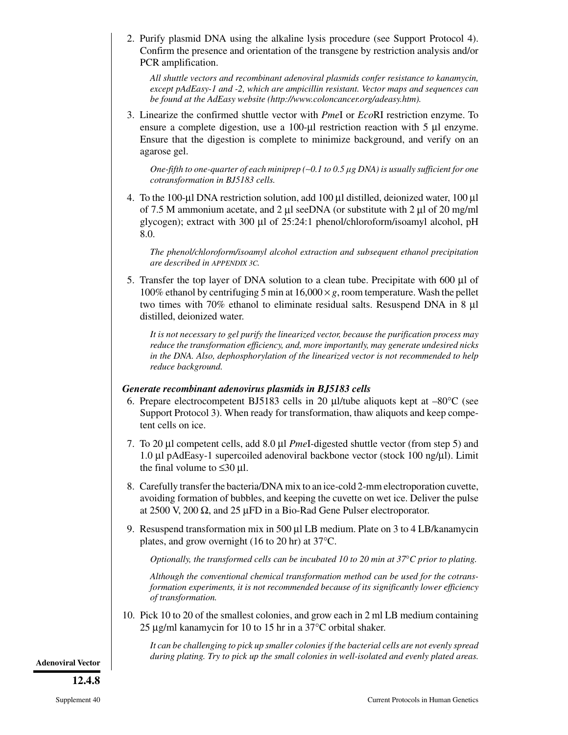2. Purify plasmid DNA using the alkaline lysis procedure (see Support Protocol 4). Confirm the presence and orientation of the transgene by restriction analysis and/or PCR amplification.

   *All shuttle vectors and recombinant adenoviral plasmids confer resistance to kanamycin, except pAdEasy-1 and -2, which are ampicillin resistant. Vector maps and sequences can be found at the AdEasy website (http://www.coloncancer.org/adeasy.htm).*

3. Linearize the confirmed shuttle vector with *Pme*I or *Eco*RI restriction enzyme. To ensure a complete digestion, use a 100-µl restriction reaction with 5 µl enzyme. Ensure that the digestion is complete to minimize background, and verify on an agarose gel.

   *One-fifth to one-quarter of each miniprep (~0.1 to 0.5 µg DNA) is usually sufficient for one cotransformation in BJ5183 cells.*

4. To the 100-µl DNA restriction solution, add 100 µl distilled, deionized water, 100 µl of 7.5 M ammonium acetate, and 2 µl seeDNA (or substitute with 2 µl of 20 mg/ml glycogen); extract with 300 µl of 25:24:1 phenol/chloroform/isoamyl alcohol, pH 8.0.

   *The phenol/chloroform/isoamyl alcohol extraction and subsequent ethanol precipitation are described in APPENDIX 3C.*

5. Transfer the top layer of DNA solution to a clean tube. Precipitate with 600 µl of 100% ethanol by centrifuging 5 min at 16,000 × *g*, room temperature. Wash the pellet two times with 70% ethanol to eliminate residual salts. Resuspend DNA in 8 µl distilled, deionized water.

   *It is not necessary to gel purify the linearized vector, because the purification process may reduce the transformation efficiency, and, more importantly, may generate undesired nicks in the DNA. Also, dephosphorylation of the linearized vector is not recommended to help reduce background.*

***Generate recombinant adenovirus plasmids in BJ5183 cells***

6. Prepare electrocompetent BJ5183 cells in 20 µl/tube aliquots kept at –80°C (see Support Protocol 3). When ready for transformation, thaw aliquots and keep competent cells on ice.

7. To 20 µl competent cells, add 8.0 µl *Pme*I-digested shuttle vector (from step 5) and 1.0 µl pAdEasy-1 supercoiled adenoviral backbone vector (stock 100 ng/µl). Limit the final volume to ≤30 µl.

8. Carefully transfer the bacteria/DNA mix to an ice-cold 2-mm electroporation cuvette, avoiding formation of bubbles, and keeping the cuvette on wet ice. Deliver the pulse at 2500 V, 200 Ω, and 25 µFD in a Bio-Rad Gene Pulser electroporator.

9. Resuspend transformation mix in 500 µl LB medium. Plate on 3 to 4 LB/kanamycin plates, and grow overnight (16 to 20 hr) at 37°C.

   *Optionally, the transformed cells can be incubated 10 to 20 min at 37°C prior to plating.*

   *Although the conventional chemical transformation method can be used for the cotransformation experiments, it is not recommended because of its significantly lower efficiency of transformation.*

10. Pick 10 to 20 of the smallest colonies, and grow each in 2 ml LB medium containing 25 µg/ml kanamycin for 10 to 15 hr in a 37°C orbital shaker.

    *It can be challenging to pick up smaller colonies if the bacterial cells are not evenly spread during plating. Try to pick up the small colonies in well-isolated and evenly plated areas.*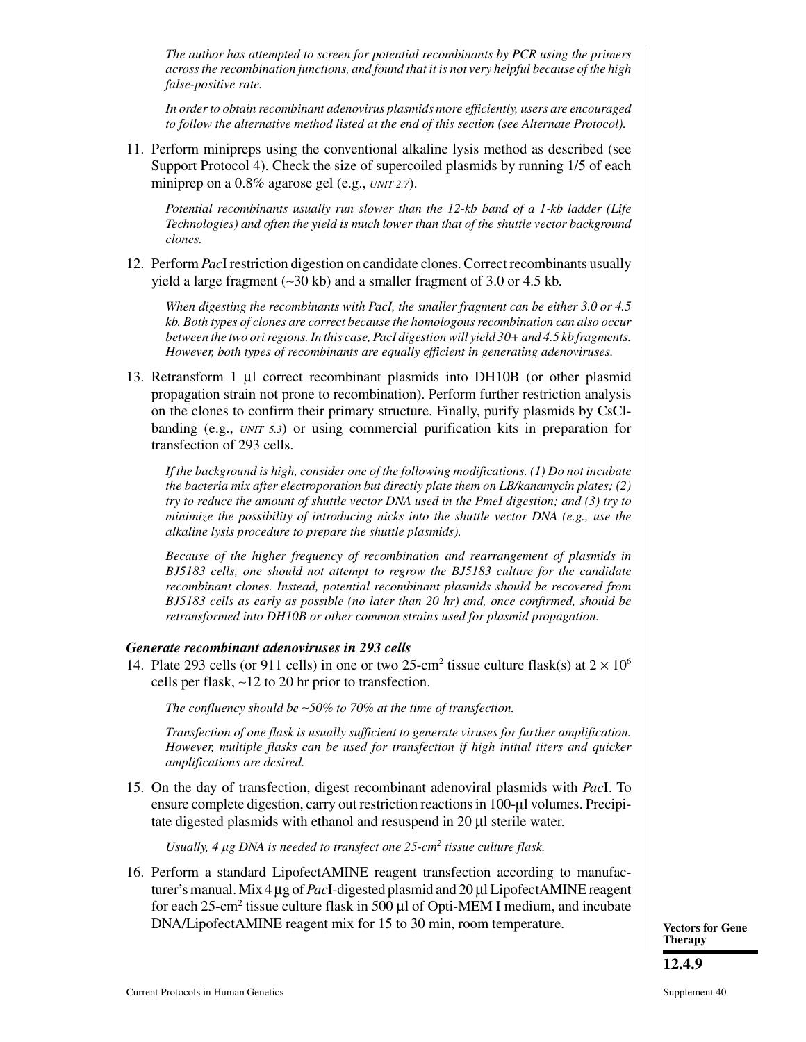*The author has attempted to screen for potential recombinants by PCR using the primers across the recombination junctions, and found that it is not very helpful because of the high false-positive rate.*

*In order to obtain recombinant adenovirus plasmids more efficiently, users are encouraged to follow the alternative method listed at the end of this section (see Alternate Protocol).*

11. Perform minipreps using the conventional alkaline lysis method as described (see Support Protocol 4). Check the size of supercoiled plasmids by running 1/5 of each miniprep on a 0.8% agarose gel (e.g., *UNIT 2.7*).

    *Potential recombinants usually run slower than the 12-kb band of a 1-kb ladder (Life Technologies) and often the yield is much lower than that of the shuttle vector background clones.*

12. Perform *Pac*I restriction digestion on candidate clones. Correct recombinants usually yield a large fragment (~30 kb) and a smaller fragment of 3.0 or 4.5 kb.

    *When digesting the recombinants with PacI, the smaller fragment can be either 3.0 or 4.5 kb. Both types of clones are correct because the homologous recombination can also occur between the two ori regions. In this case, PacI digestion will yield 30+ and 4.5 kb fragments. However, both types of recombinants are equally efficient in generating adenoviruses.*

13. Retransform 1 µl correct recombinant plasmids into DH10B (or other plasmid propagation strain not prone to recombination). Perform further restriction analysis on the clones to confirm their primary structure. Finally, purify plasmids by CsCl-banding (e.g., *UNIT 5.3*) or using commercial purification kits in preparation for transfection of 293 cells.

    *If the background is high, consider one of the following modifications. (1) Do not incubate the bacteria mix after electroporation but directly plate them on LB/kanamycin plates; (2) try to reduce the amount of shuttle vector DNA used in the PmeI digestion; and (3) try to minimize the possibility of introducing nicks into the shuttle vector DNA (e.g., use the alkaline lysis procedure to prepare the shuttle plasmids).*

    *Because of the higher frequency of recombination and rearrangement of plasmids in BJ5183 cells, one should not attempt to regrow the BJ5183 culture for the candidate recombinant clones. Instead, potential recombinant plasmids should be recovered from BJ5183 cells as early as possible (no later than 20 hr) and, once confirmed, should be retransformed into DH10B or other common strains used for plasmid propagation.*

### *Generate recombinant adenoviruses in 293 cells*

14. Plate 293 cells (or 911 cells) in one or two 25-cm$^2$ tissue culture flask(s) at $2 \times 10^6$ cells per flask, ~12 to 20 hr prior to transfection.

    *The confluency should be ~50% to 70% at the time of transfection.*

    *Transfection of one flask is usually sufficient to generate viruses for further amplification. However, multiple flasks can be used for transfection if high initial titers and quicker amplifications are desired.*

15. On the day of transfection, digest recombinant adenoviral plasmids with *Pac*I. To ensure complete digestion, carry out restriction reactions in 100-µl volumes. Precipitate digested plasmids with ethanol and resuspend in 20 µl sterile water.

    *Usually, 4 µg DNA is needed to transfect one 25-cm$^2$ tissue culture flask.*

16. Perform a standard LipofectAMINE reagent transfection according to manufacturer's manual. Mix 4 µg of *Pac*I-digested plasmid and 20 µl LipofectAMINE reagent for each 25-cm$^2$ tissue culture flask in 500 µl of Opti-MEM I medium, and incubate DNA/LipofectAMINE reagent mix for 15 to 30 min, room temperature.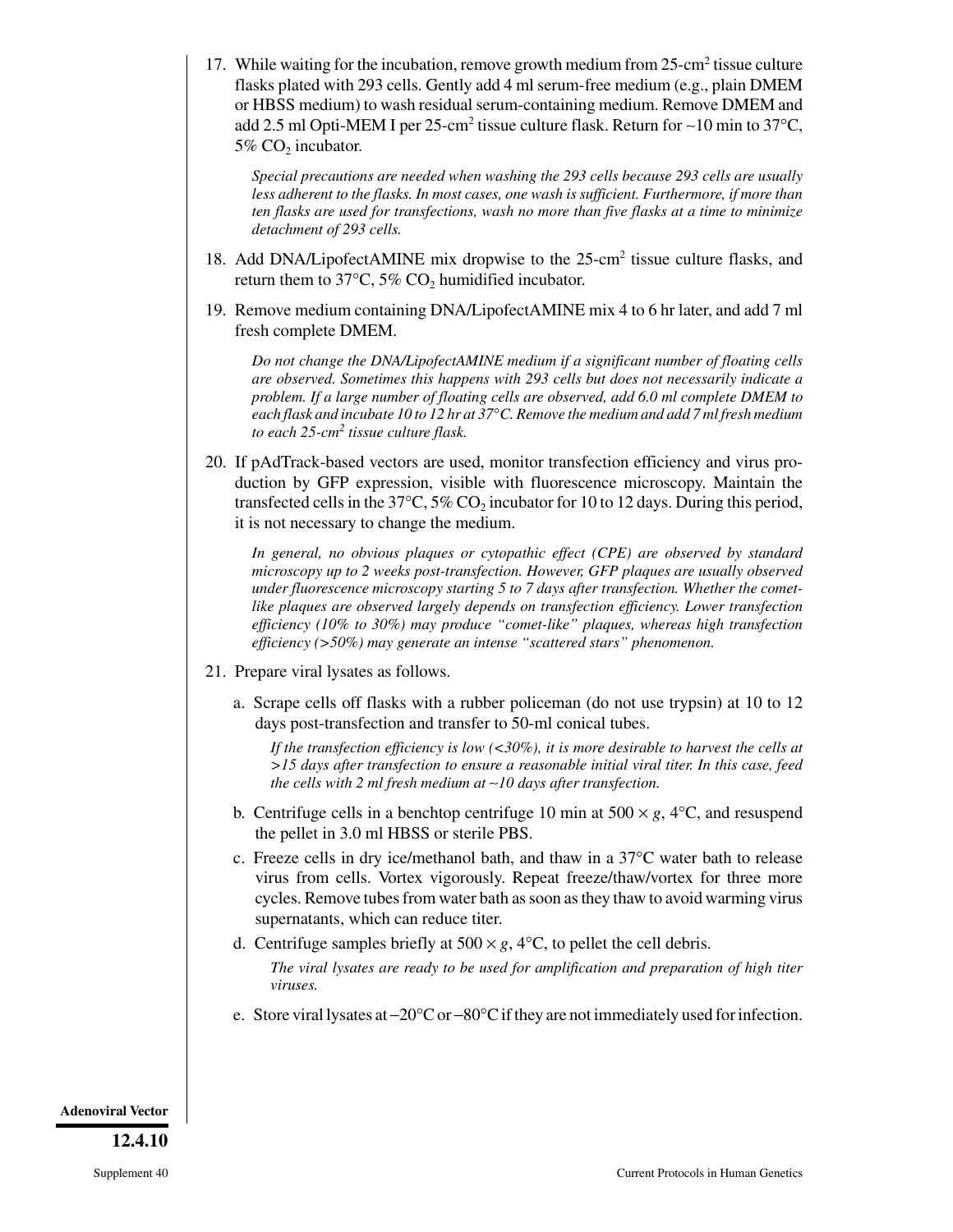17. While waiting for the incubation, remove growth medium from 25-$cm^2$ tissue culture flasks plated with 293 cells. Gently add 4 ml serum-free medium (e.g., plain DMEM or HBSS medium) to wash residual serum-containing medium. Remove DMEM and add 2.5 ml Opti-MEM I per 25-$cm^2$ tissue culture flask. Return for ~10 min to 37°C, 5% $CO_2$ incubator.

    *Special precautions are needed when washing the 293 cells because 293 cells are usually less adherent to the flasks. In most cases, one wash is sufficient. Furthermore, if more than ten flasks are used for transfections, wash no more than five flasks at a time to minimize detachment of 293 cells.*

18. Add DNA/LipofectAMINE mix dropwise to the 25-$cm^2$ tissue culture flasks, and return them to 37°C, 5% $CO_2$ humidified incubator.

19. Remove medium containing DNA/LipofectAMINE mix 4 to 6 hr later, and add 7 ml fresh complete DMEM.

    *Do not change the DNA/LipofectAMINE medium if a significant number of floating cells are observed. Sometimes this happens with 293 cells but does not necessarily indicate a problem. If a large number of floating cells are observed, add 6.0 ml complete DMEM to each flask and incubate 10 to 12 hr at 37°C. Remove the medium and add 7 ml fresh medium to each 25-$cm^2$ tissue culture flask.*

20. If pAdTrack-based vectors are used, monitor transfection efficiency and virus production by GFP expression, visible with fluorescence microscopy. Maintain the transfected cells in the 37°C, 5% $CO_2$ incubator for 10 to 12 days. During this period, it is not necessary to change the medium.

    *In general, no obvious plaques or cytopathic effect (CPE) are observed by standard microscopy up to 2 weeks post-transfection. However, GFP plaques are usually observed under fluorescence microscopy starting 5 to 7 days after transfection. Whether the comet-like plaques are observed largely depends on transfection efficiency. Lower transfection efficiency (10% to 30%) may produce "comet-like" plaques, whereas high transfection efficiency (>50%) may generate an intense "scattered stars" phenomenon.*

21. Prepare viral lysates as follows.

    a. Scrape cells off flasks with a rubber policeman (do not use trypsin) at 10 to 12 days post-transfection and transfer to 50-ml conical tubes.

       *If the transfection efficiency is low (<30%), it is more desirable to harvest the cells at >15 days after transfection to ensure a reasonable initial viral titer. In this case, feed the cells with 2 ml fresh medium at ~10 days after transfection.*

    b. Centrifuge cells in a benchtop centrifuge 10 min at 500 × *g*, 4°C, and resuspend the pellet in 3.0 ml HBSS or sterile PBS.

    c. Freeze cells in dry ice/methanol bath, and thaw in a 37°C water bath to release virus from cells. Vortex vigorously. Repeat freeze/thaw/vortex for three more cycles. Remove tubes from water bath as soon as they thaw to avoid warming virus supernatants, which can reduce titer.

    d. Centrifuge samples briefly at 500 × *g*, 4°C, to pellet the cell debris.

       *The viral lysates are ready to be used for amplification and preparation of high titer viruses.*

    e. Store viral lysates at −20°C or −80°C if they are not immediately used for infection.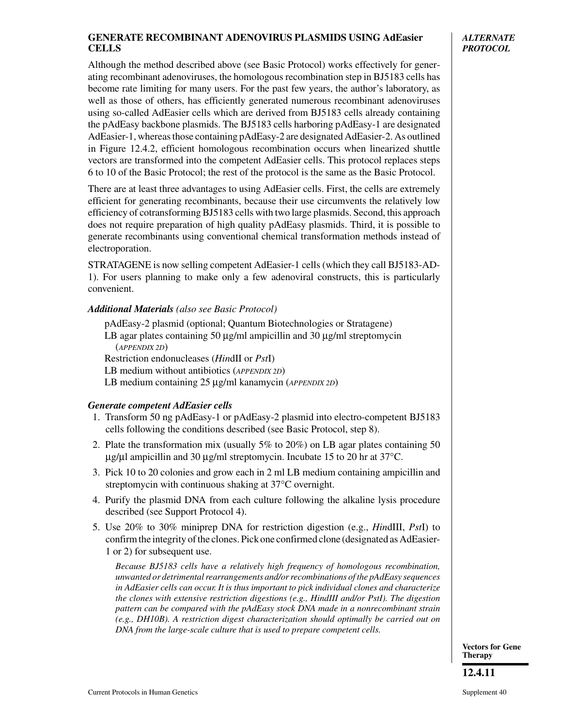## GENERATE RECOMBINANT ADENOVIRUS PLASMIDS USING AdEasier CELLS

*ALTERNATE PROTOCOL*

Although the method described above (see Basic Protocol) works effectively for generating recombinant adenoviruses, the homologous recombination step in BJ5183 cells has become rate limiting for many users. For the past few years, the author's laboratory, as well as those of others, has efficiently generated numerous recombinant adenoviruses using so-called AdEasier cells which are derived from BJ5183 cells already containing the pAdEasy backbone plasmids. The BJ5183 cells harboring pAdEasy-1 are designated AdEasier-1, whereas those containing pAdEasy-2 are designated AdEasier-2. As outlined in Figure 12.4.2, efficient homologous recombination occurs when linearized shuttle vectors are transformed into the competent AdEasier cells. This protocol replaces steps 6 to 10 of the Basic Protocol; the rest of the protocol is the same as the Basic Protocol.

There are at least three advantages to using AdEasier cells. First, the cells are extremely efficient for generating recombinants, because their use circumvents the relatively low efficiency of cotransforming BJ5183 cells with two large plasmids. Second, this approach does not require preparation of high quality pAdEasy plasmids. Third, it is possible to generate recombinants using conventional chemical transformation methods instead of electroporation.

STRATAGENE is now selling competent AdEasier-1 cells (which they call BJ5183-AD-1). For users planning to make only a few adenoviral constructs, this is particularly convenient.

***Additional Materials*** *(also see Basic Protocol)*

- pAdEasy-2 plasmid (optional; Quantum Biotechnologies or Stratagene)
- LB agar plates containing 50 µg/ml ampicillin and 30 µg/ml streptomycin (*APPENDIX 2D*)
- Restriction endonucleases (*Hin*dII or *Pst*I)
- LB medium without antibiotics (*APPENDIX 2D*)
- LB medium containing 25 µg/ml kanamycin (*APPENDIX 2D*)

### *Generate competent AdEasier cells*

1. Transform 50 ng pAdEasy-1 or pAdEasy-2 plasmid into electro-competent BJ5183 cells following the conditions described (see Basic Protocol, step 8).
2. Plate the transformation mix (usually 5% to 20%) on LB agar plates containing 50 µg/µl ampicillin and 30 µg/ml streptomycin. Incubate 15 to 20 hr at 37°C.
3. Pick 10 to 20 colonies and grow each in 2 ml LB medium containing ampicillin and streptomycin with continuous shaking at 37°C overnight.
4. Purify the plasmid DNA from each culture following the alkaline lysis procedure described (see Support Protocol 4).
5. Use 20% to 30% miniprep DNA for restriction digestion (e.g., *Hin*dIII, *Pst*I) to confirm the integrity of the clones. Pick one confirmed clone (designated as AdEasier-1 or 2) for subsequent use.

   *Because BJ5183 cells have a relatively high frequency of homologous recombination, unwanted or detrimental rearrangements and/or recombinations of the pAdEasy sequences in AdEasier cells can occur. It is thus important to pick individual clones and characterize the clones with extensive restriction digestions (e.g., HindIII and/or PstI). The digestion pattern can be compared with the pAdEasy stock DNA made in a nonrecombinant strain (e.g., DH10B). A restriction digest characterization should optimally be carried out on DNA from the large-scale culture that is used to prepare competent cells.*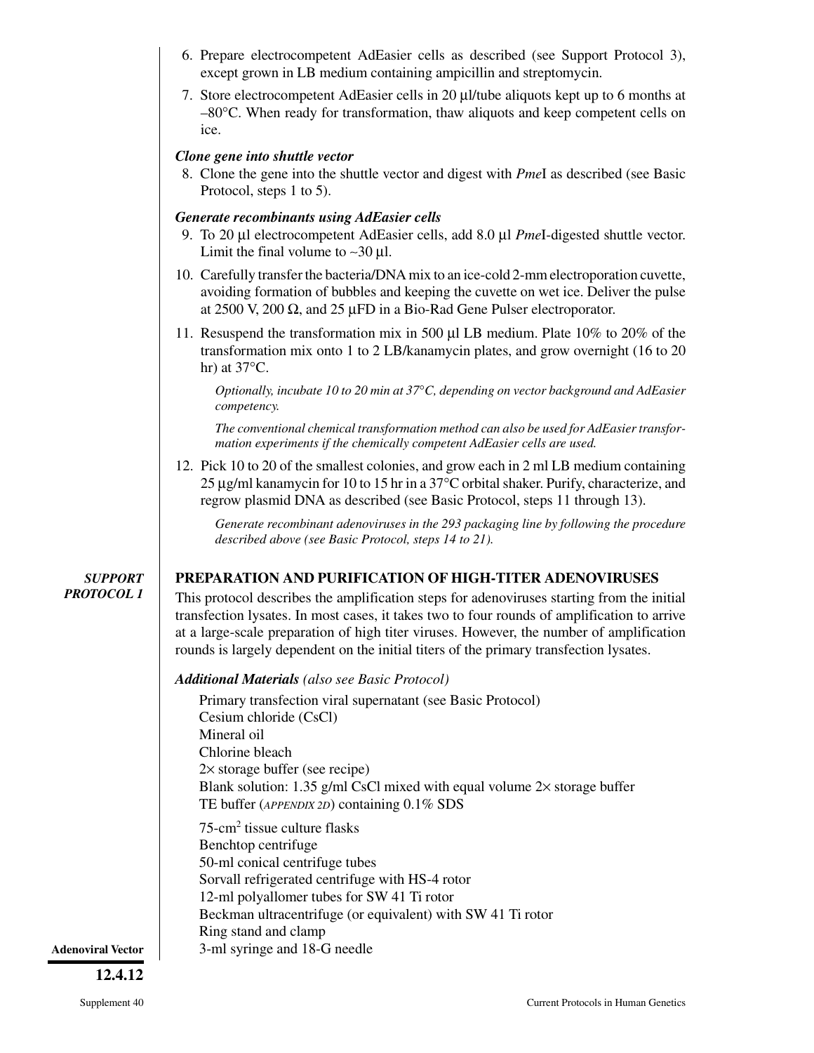6. Prepare electrocompetent AdEasier cells as described (see Support Protocol 3), except grown in LB medium containing ampicillin and streptomycin.
7. Store electrocompetent AdEasier cells in 20 µl/tube aliquots kept up to 6 months at –80°C. When ready for transformation, thaw aliquots and keep competent cells on ice.

***Clone gene into shuttle vector***

8. Clone the gene into the shuttle vector and digest with *Pme*I as described (see Basic Protocol, steps 1 to 5).

***Generate recombinants using AdEasier cells***

9. To 20 µl electrocompetent AdEasier cells, add 8.0 µl *Pme*I-digested shuttle vector. Limit the final volume to ~30 µl.
10. Carefully transfer the bacteria/DNA mix to an ice-cold 2-mm electroporation cuvette, avoiding formation of bubbles and keeping the cuvette on wet ice. Deliver the pulse at 2500 V, 200 Ω, and 25 µFD in a Bio-Rad Gene Pulser electroporator.
11. Resuspend the transformation mix in 500 µl LB medium. Plate 10% to 20% of the transformation mix onto 1 to 2 LB/kanamycin plates, and grow overnight (16 to 20 hr) at 37°C.

    *Optionally, incubate 10 to 20 min at 37°C, depending on vector background and AdEasier competency.*

    *The conventional chemical transformation method can also be used for AdEasier transformation experiments if the chemically competent AdEasier cells are used.*

12. Pick 10 to 20 of the smallest colonies, and grow each in 2 ml LB medium containing 25 µg/ml kanamycin for 10 to 15 hr in a 37°C orbital shaker. Purify, characterize, and regrow plasmid DNA as described (see Basic Protocol, steps 11 through 13).

    *Generate recombinant adenoviruses in the 293 packaging line by following the procedure described above (see Basic Protocol, steps 14 to 21).*

## SUPPORT PROTOCOL 1

## PREPARATION AND PURIFICATION OF HIGH-TITER ADENOVIRUSES

This protocol describes the amplification steps for adenoviruses starting from the initial transfection lysates. In most cases, it takes two to four rounds of amplification to arrive at a large-scale preparation of high titer viruses. However, the number of amplification rounds is largely dependent on the initial titers of the primary transfection lysates.

***Additional Materials*** *(also see Basic Protocol)*

Primary transfection viral supernatant (see Basic Protocol)
Cesium chloride (CsCl)
Mineral oil
Chlorine bleach
2× storage buffer (see recipe)
Blank solution: 1.35 g/ml CsCl mixed with equal volume 2× storage buffer
TE buffer (*APPENDIX 2D*) containing 0.1% SDS

75-cm$^2$ tissue culture flasks
Benchtop centrifuge
50-ml conical centrifuge tubes
Sorvall refrigerated centrifuge with HS-4 rotor
12-ml polyallomer tubes for SW 41 Ti rotor
Beckman ultracentrifuge (or equivalent) with SW 41 Ti rotor
Ring stand and clamp
3-ml syringe and 18-G needle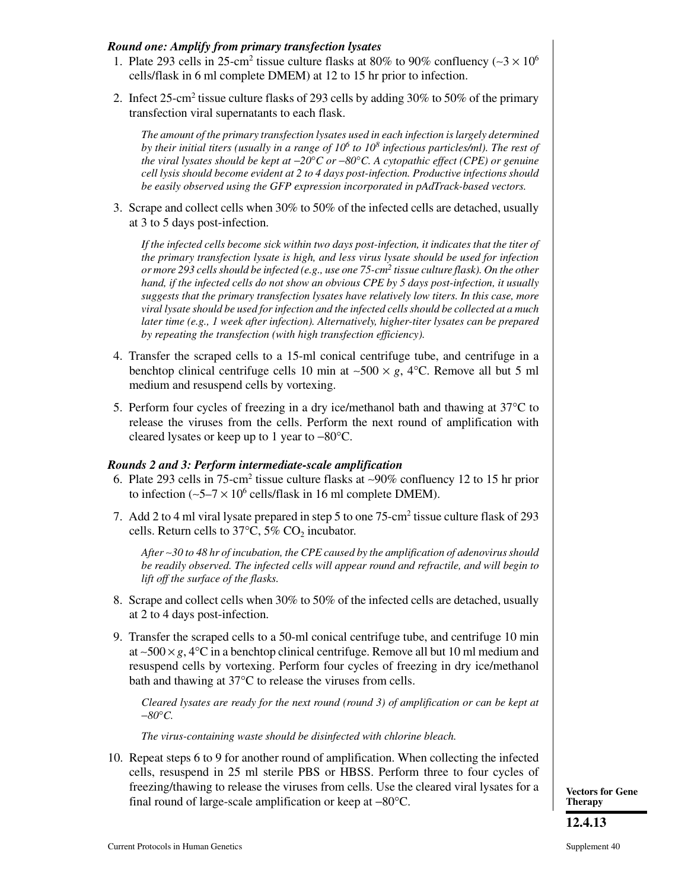***Round one: Amplify from primary transfection lysates***

1. Plate 293 cells in 25-cm$^2$ tissue culture flasks at 80% to 90% confluency (~$3 \times 10^6$ cells/flask in 6 ml complete DMEM) at 12 to 15 hr prior to infection.

2. Infect 25-cm$^2$ tissue culture flasks of 293 cells by adding 30% to 50% of the primary transfection viral supernatants to each flask.

   *The amount of the primary transfection lysates used in each infection is largely determined by their initial titers (usually in a range of $10^6$ to $10^8$ infectious particles/ml). The rest of the viral lysates should be kept at −20°C or −80°C. A cytopathic effect (CPE) or genuine cell lysis should become evident at 2 to 4 days post-infection. Productive infections should be easily observed using the GFP expression incorporated in pAdTrack-based vectors.*

3. Scrape and collect cells when 30% to 50% of the infected cells are detached, usually at 3 to 5 days post-infection.

   *If the infected cells become sick within two days post-infection, it indicates that the titer of the primary transfection lysate is high, and less virus lysate should be used for infection or more 293 cells should be infected (e.g., use one 75-cm$^2$ tissue culture flask). On the other hand, if the infected cells do not show an obvious CPE by 5 days post-infection, it usually suggests that the primary transfection lysates have relatively low titers. In this case, more viral lysate should be used for infection and the infected cells should be collected at a much later time (e.g., 1 week after infection). Alternatively, higher-titer lysates can be prepared by repeating the transfection (with high transfection efficiency).*

4. Transfer the scraped cells to a 15-ml conical centrifuge tube, and centrifuge in a benchtop clinical centrifuge cells 10 min at ~$500 \times g$, 4°C. Remove all but 5 ml medium and resuspend cells by vortexing.

5. Perform four cycles of freezing in a dry ice/methanol bath and thawing at 37°C to release the viruses from the cells. Perform the next round of amplification with cleared lysates or keep up to 1 year to −80°C.

***Rounds 2 and 3: Perform intermediate-scale amplification***

6. Plate 293 cells in 75-cm$^2$ tissue culture flasks at ~90% confluency 12 to 15 hr prior to infection (~$5–7 \times 10^6$ cells/flask in 16 ml complete DMEM).

7. Add 2 to 4 ml viral lysate prepared in step 5 to one 75-cm$^2$ tissue culture flask of 293 cells. Return cells to 37°C, 5% $CO_2$ incubator.

   *After ~30 to 48 hr of incubation, the CPE caused by the amplification of adenovirus should be readily observed. The infected cells will appear round and refractile, and will begin to lift off the surface of the flasks.*

8. Scrape and collect cells when 30% to 50% of the infected cells are detached, usually at 2 to 4 days post-infection.

9. Transfer the scraped cells to a 50-ml conical centrifuge tube, and centrifuge 10 min at ~$500 \times g$, 4°C in a benchtop clinical centrifuge. Remove all but 10 ml medium and resuspend cells by vortexing. Perform four cycles of freezing in dry ice/methanol bath and thawing at 37°C to release the viruses from cells.

   *Cleared lysates are ready for the next round (round 3) of amplification or can be kept at −80°C.*

   *The virus-containing waste should be disinfected with chlorine bleach.*

10. Repeat steps 6 to 9 for another round of amplification. When collecting the infected cells, resuspend in 25 ml sterile PBS or HBSS. Perform three to four cycles of freezing/thawing to release the viruses from cells. Use the cleared viral lysates for a final round of large-scale amplification or keep at −80°C.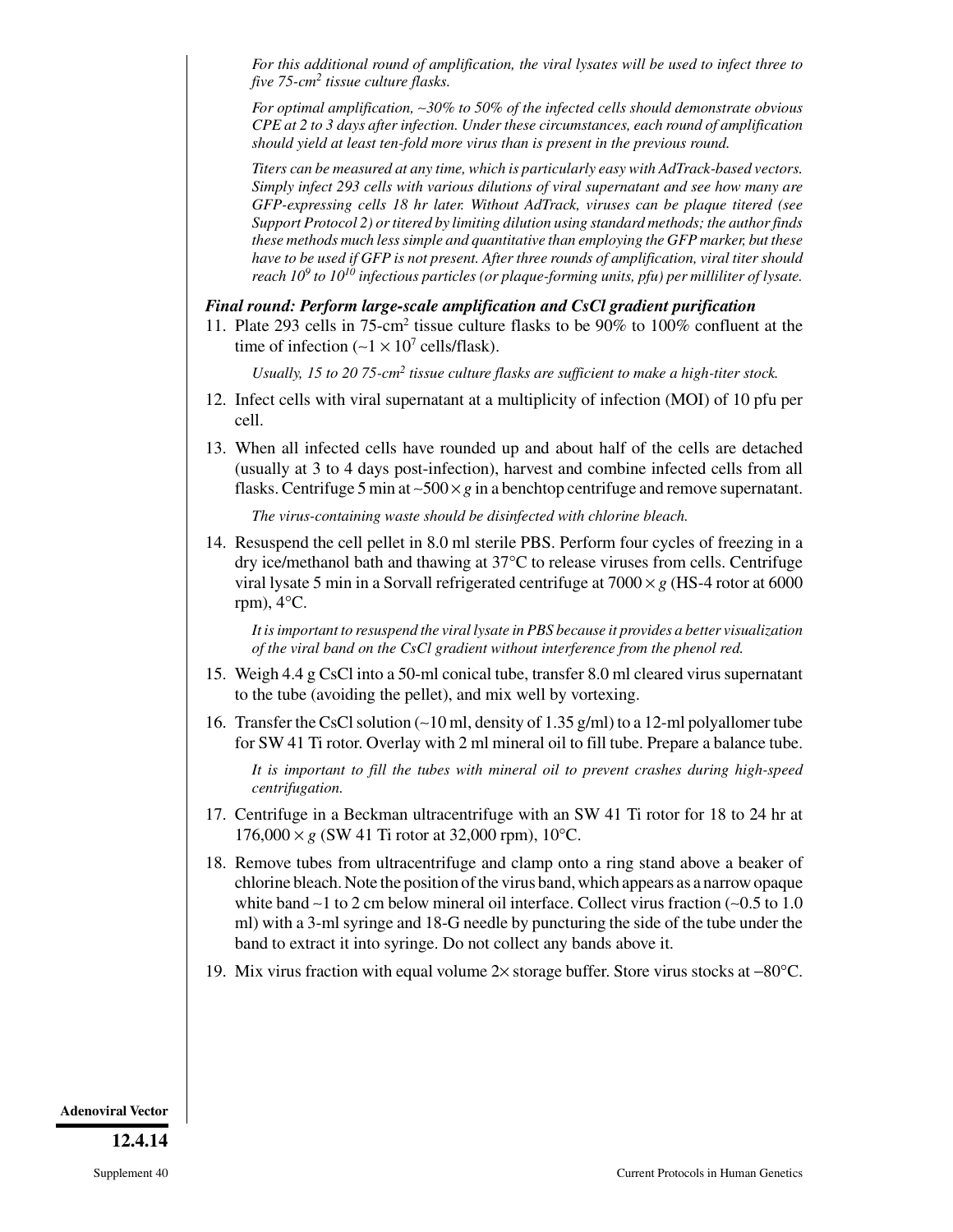*For this additional round of amplification, the viral lysates will be used to infect three to five 75-cm² tissue culture flasks.*

*For optimal amplification, ~30% to 50% of the infected cells should demonstrate obvious CPE at 2 to 3 days after infection. Under these circumstances, each round of amplification should yield at least ten-fold more virus than is present in the previous round.*

*Titers can be measured at any time, which is particularly easy with AdTrack-based vectors. Simply infect 293 cells with various dilutions of viral supernatant and see how many are GFP-expressing cells 18 hr later. Without AdTrack, viruses can be plaque titered (see Support Protocol 2) or titered by limiting dilution using standard methods; the author finds these methods much less simple and quantitative than employing the GFP marker, but these have to be used if GFP is not present. After three rounds of amplification, viral titer should reach $10^9$ to $10^{10}$ infectious particles (or plaque-forming units, pfu) per milliliter of lysate.*

***Final round: Perform large-scale amplification and CsCl gradient purification***

11. Plate 293 cells in 75-cm² tissue culture flasks to be 90% to 100% confluent at the time of infection (~$1 \times 10^7$ cells/flask).

    *Usually, 15 to 20 75-cm² tissue culture flasks are sufficient to make a high-titer stock.*

12. Infect cells with viral supernatant at a multiplicity of infection (MOI) of 10 pfu per cell.

13. When all infected cells have rounded up and about half of the cells are detached (usually at 3 to 4 days post-infection), harvest and combine infected cells from all flasks. Centrifuge 5 min at ~$500 \times g$ in a benchtop centrifuge and remove supernatant.

    *The virus-containing waste should be disinfected with chlorine bleach.*

14. Resuspend the cell pellet in 8.0 ml sterile PBS. Perform four cycles of freezing in a dry ice/methanol bath and thawing at 37°C to release viruses from cells. Centrifuge viral lysate 5 min in a Sorvall refrigerated centrifuge at $7000 \times g$ (HS-4 rotor at 6000 rpm), 4°C.

    *It is important to resuspend the viral lysate in PBS because it provides a better visualization of the viral band on the CsCl gradient without interference from the phenol red.*

15. Weigh 4.4 g CsCl into a 50-ml conical tube, transfer 8.0 ml cleared virus supernatant to the tube (avoiding the pellet), and mix well by vortexing.

16. Transfer the CsCl solution (~10 ml, density of 1.35 g/ml) to a 12-ml polyallomer tube for SW 41 Ti rotor. Overlay with 2 ml mineral oil to fill tube. Prepare a balance tube.

    *It is important to fill the tubes with mineral oil to prevent crashes during high-speed centrifugation.*

17. Centrifuge in a Beckman ultracentrifuge with an SW 41 Ti rotor for 18 to 24 hr at $176,000 \times g$ (SW 41 Ti rotor at 32,000 rpm), 10°C.

18. Remove tubes from ultracentrifuge and clamp onto a ring stand above a beaker of chlorine bleach. Note the position of the virus band, which appears as a narrow opaque white band ~1 to 2 cm below mineral oil interface. Collect virus fraction (~0.5 to 1.0 ml) with a 3-ml syringe and 18-G needle by puncturing the side of the tube under the band to extract it into syringe. Do not collect any bands above it.

19. Mix virus fraction with equal volume 2× storage buffer. Store virus stocks at −80°C.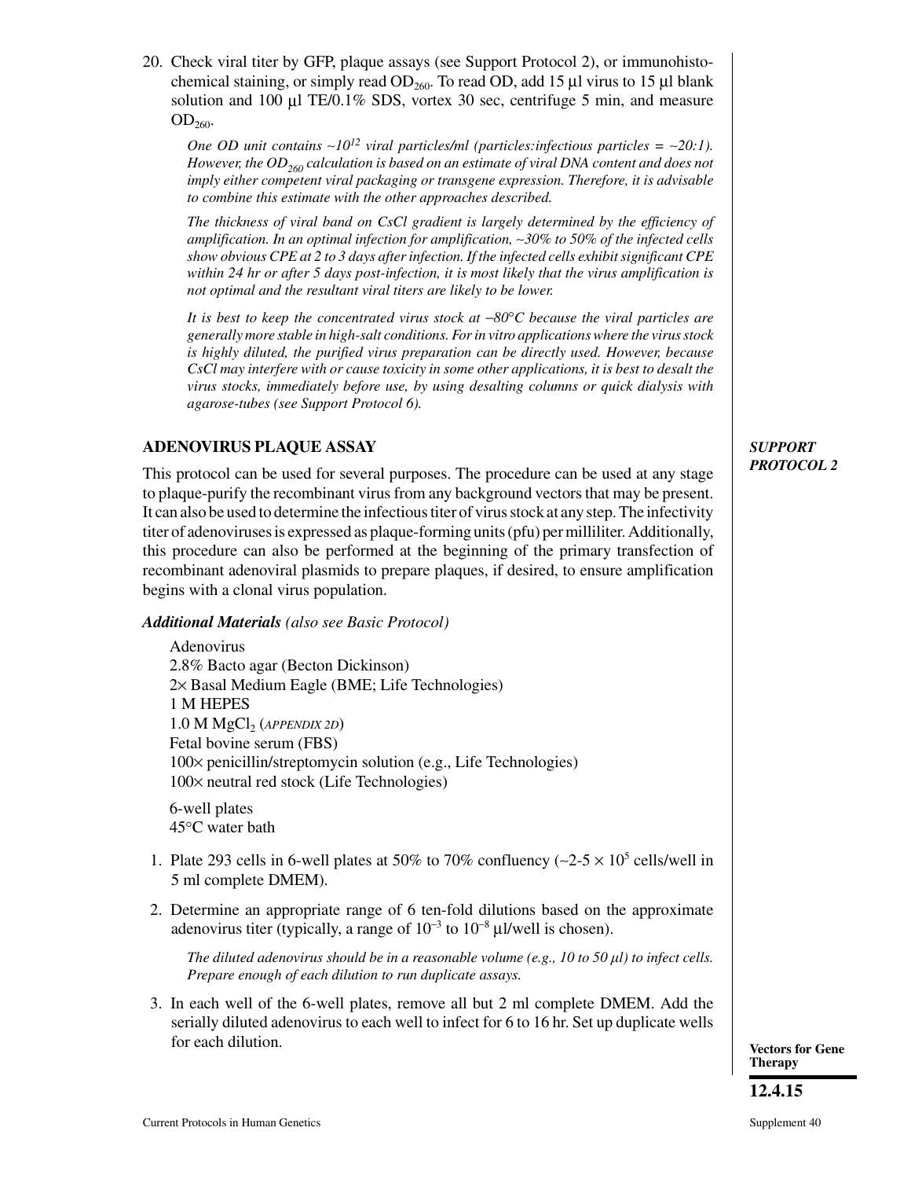20. Check viral titer by GFP, plaque assays (see Support Protocol 2), or immunohistochemical staining, or simply read $OD_{260}$. To read OD, add 15 µl virus to 15 µl blank solution and 100 µl TE/0.1% SDS, vortex 30 sec, centrifuge 5 min, and measure $OD_{260}$.

    *One OD unit contains ~$10^{12}$ viral particles/ml (particles:infectious particles = ~20:1). However, the $OD_{260}$ calculation is based on an estimate of viral DNA content and does not imply either competent viral packaging or transgene expression. Therefore, it is advisable to combine this estimate with the other approaches described.*

    *The thickness of viral band on CsCl gradient is largely determined by the efficiency of amplification. In an optimal infection for amplification, ~30% to 50% of the infected cells show obvious CPE at 2 to 3 days after infection. If the infected cells exhibit significant CPE within 24 hr or after 5 days post-infection, it is most likely that the virus amplification is not optimal and the resultant viral titers are likely to be lower.*

    *It is best to keep the concentrated virus stock at −80°C because the viral particles are generally more stable in high-salt conditions. For in vitro applications where the virus stock is highly diluted, the purified virus preparation can be directly used. However, because CsCl may interfere with or cause toxicity in some other applications, it is best to desalt the virus stocks, immediately before use, by using desalting columns or quick dialysis with agarose-tubes (see Support Protocol 6).*

## ADENOVIRUS PLAQUE ASSAY

***SUPPORT PROTOCOL 2***

This protocol can be used for several purposes. The procedure can be used at any stage to plaque-purify the recombinant virus from any background vectors that may be present. It can also be used to determine the infectious titer of virus stock at any step. The infectivity titer of adenoviruses is expressed as plaque-forming units (pfu) per milliliter. Additionally, this procedure can also be performed at the beginning of the primary transfection of recombinant adenoviral plasmids to prepare plaques, if desired, to ensure amplification begins with a clonal virus population.

***Additional Materials*** *(also see Basic Protocol)*

Adenovirus
2.8% Bacto agar (Becton Dickinson)
2× Basal Medium Eagle (BME; Life Technologies)
1 M HEPES
1.0 M $MgCl_2$ (*APPENDIX 2D*)
Fetal bovine serum (FBS)
100× penicillin/streptomycin solution (e.g., Life Technologies)
100× neutral red stock (Life Technologies)

6-well plates
45°C water bath

1. Plate 293 cells in 6-well plates at 50% to 70% confluency (~2-5 × $10^5$ cells/well in 5 ml complete DMEM).

2. Determine an appropriate range of 6 ten-fold dilutions based on the approximate adenovirus titer (typically, a range of $10^{-3}$ to $10^{-8}$ µl/well is chosen).

    *The diluted adenovirus should be in a reasonable volume (e.g., 10 to 50 µl) to infect cells. Prepare enough of each dilution to run duplicate assays.*

3. In each well of the 6-well plates, remove all but 2 ml complete DMEM. Add the serially diluted adenovirus to each well to infect for 6 to 16 hr. Set up duplicate wells for each dilution.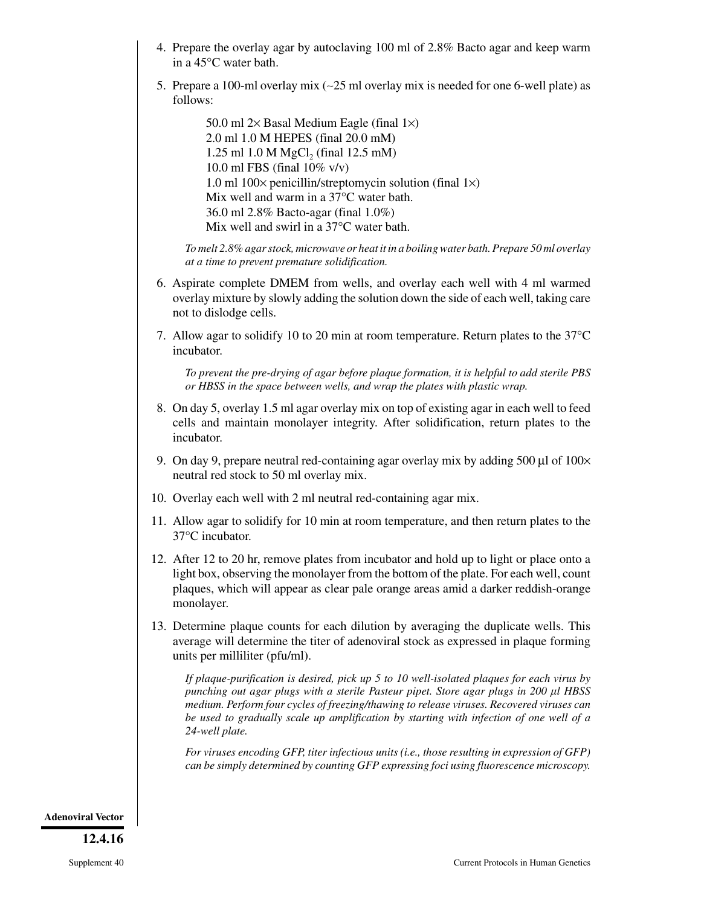4. Prepare the overlay agar by autoclaving 100 ml of 2.8% Bacto agar and keep warm in a 45°C water bath.

5. Prepare a 100-ml overlay mix (~25 ml overlay mix is needed for one 6-well plate) as follows:

   50.0 ml 2× Basal Medium Eagle (final 1×)
   2.0 ml 1.0 M HEPES (final 20.0 mM)
   1.25 ml 1.0 M $MgCl_2$ (final 12.5 mM)
   10.0 ml FBS (final 10% v/v)
   1.0 ml 100× penicillin/streptomycin solution (final 1×)
   Mix well and warm in a 37°C water bath.
   36.0 ml 2.8% Bacto-agar (final 1.0%)
   Mix well and swirl in a 37°C water bath.

   *To melt 2.8% agar stock, microwave or heat it in a boiling water bath. Prepare 50 ml overlay at a time to prevent premature solidification.*

6. Aspirate complete DMEM from wells, and overlay each well with 4 ml warmed overlay mixture by slowly adding the solution down the side of each well, taking care not to dislodge cells.

7. Allow agar to solidify 10 to 20 min at room temperature. Return plates to the 37°C incubator.

   *To prevent the pre-drying of agar before plaque formation, it is helpful to add sterile PBS or HBSS in the space between wells, and wrap the plates with plastic wrap.*

8. On day 5, overlay 1.5 ml agar overlay mix on top of existing agar in each well to feed cells and maintain monolayer integrity. After solidification, return plates to the incubator.

9. On day 9, prepare neutral red-containing agar overlay mix by adding 500 µl of 100× neutral red stock to 50 ml overlay mix.

10. Overlay each well with 2 ml neutral red-containing agar mix.

11. Allow agar to solidify for 10 min at room temperature, and then return plates to the 37°C incubator.

12. After 12 to 20 hr, remove plates from incubator and hold up to light or place onto a light box, observing the monolayer from the bottom of the plate. For each well, count plaques, which will appear as clear pale orange areas amid a darker reddish-orange monolayer.

13. Determine plaque counts for each dilution by averaging the duplicate wells. This average will determine the titer of adenoviral stock as expressed in plaque forming units per milliliter (pfu/ml).

    *If plaque-purification is desired, pick up 5 to 10 well-isolated plaques for each virus by punching out agar plugs with a sterile Pasteur pipet. Store agar plugs in 200 µl HBSS medium. Perform four cycles of freezing/thawing to release viruses. Recovered viruses can be used to gradually scale up amplification by starting with infection of one well of a 24-well plate.*

    *For viruses encoding GFP, titer infectious units (i.e., those resulting in expression of GFP) can be simply determined by counting GFP expressing foci using fluorescence microscopy.*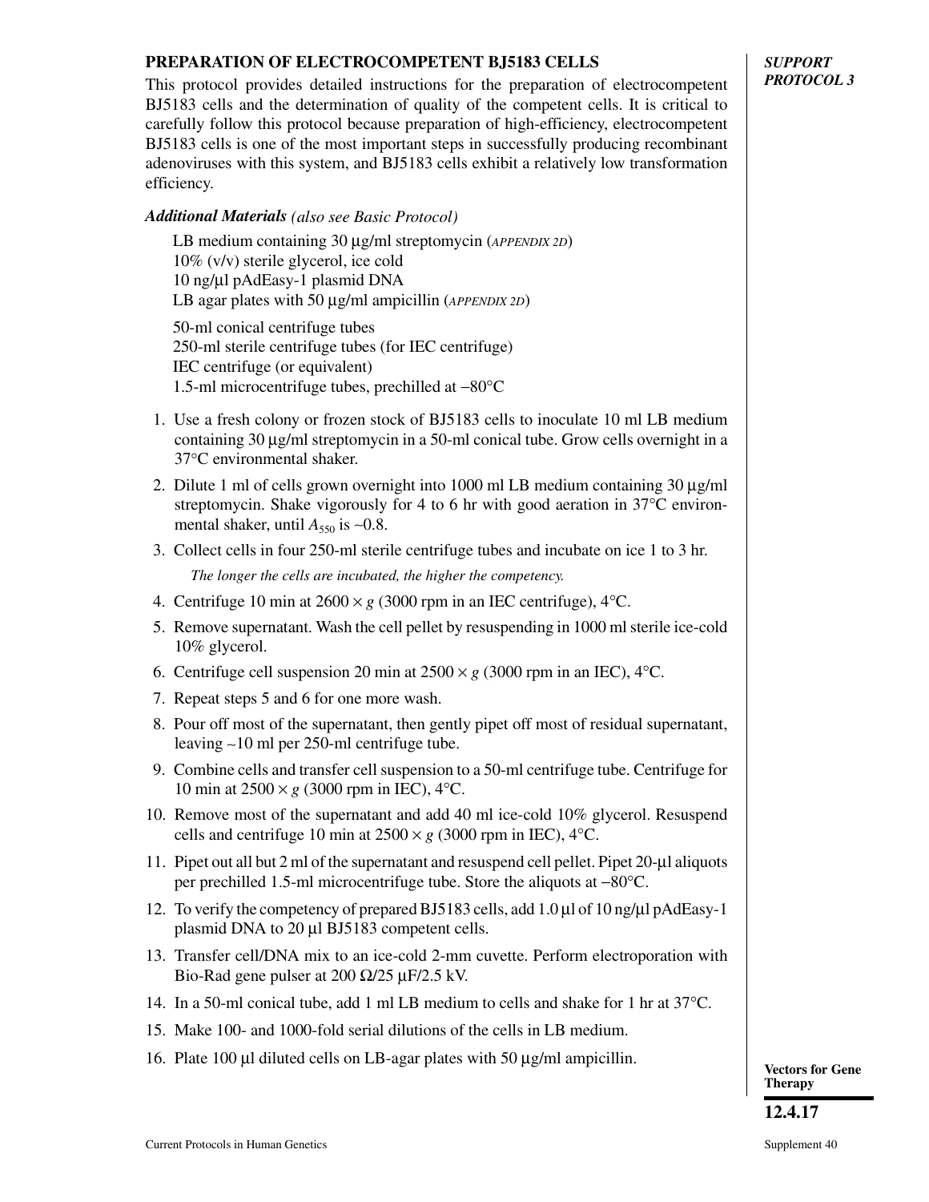## PREPARATION OF ELECTROCOMPETENT BJ5183 CELLS

*SUPPORT PROTOCOL 3*

This protocol provides detailed instructions for the preparation of electrocompetent BJ5183 cells and the determination of quality of the competent cells. It is critical to carefully follow this protocol because preparation of high-efficiency, electrocompetent BJ5183 cells is one of the most important steps in successfully producing recombinant adenoviruses with this system, and BJ5183 cells exhibit a relatively low transformation efficiency.

***Additional Materials*** *(also see Basic Protocol)*

LB medium containing 30 µg/ml streptomycin (*APPENDIX 2D*)
10% (v/v) sterile glycerol, ice cold
10 ng/µl pAdEasy-1 plasmid DNA
LB agar plates with 50 µg/ml ampicillin (*APPENDIX 2D*)

50-ml conical centrifuge tubes
250-ml sterile centrifuge tubes (for IEC centrifuge)
IEC centrifuge (or equivalent)
1.5-ml microcentrifuge tubes, prechilled at −80°C

1. Use a fresh colony or frozen stock of BJ5183 cells to inoculate 10 ml LB medium containing 30 µg/ml streptomycin in a 50-ml conical tube. Grow cells overnight in a 37°C environmental shaker.
2. Dilute 1 ml of cells grown overnight into 1000 ml LB medium containing 30 µg/ml streptomycin. Shake vigorously for 4 to 6 hr with good aeration in 37°C environmental shaker, until $A_{550}$ is ~0.8.
3. Collect cells in four 250-ml sterile centrifuge tubes and incubate on ice 1 to 3 hr.

   *The longer the cells are incubated, the higher the competency.*
4. Centrifuge 10 min at 2600 × *g* (3000 rpm in an IEC centrifuge), 4°C.
5. Remove supernatant. Wash the cell pellet by resuspending in 1000 ml sterile ice-cold 10% glycerol.
6. Centrifuge cell suspension 20 min at 2500 × *g* (3000 rpm in an IEC), 4°C.
7. Repeat steps 5 and 6 for one more wash.
8. Pour off most of the supernatant, then gently pipet off most of residual supernatant, leaving ~10 ml per 250-ml centrifuge tube.
9. Combine cells and transfer cell suspension to a 50-ml centrifuge tube. Centrifuge for 10 min at 2500 × *g* (3000 rpm in IEC), 4°C.
10. Remove most of the supernatant and add 40 ml ice-cold 10% glycerol. Resuspend cells and centrifuge 10 min at 2500 × *g* (3000 rpm in IEC), 4°C.
11. Pipet out all but 2 ml of the supernatant and resuspend cell pellet. Pipet 20-µl aliquots per prechilled 1.5-ml microcentrifuge tube. Store the aliquots at −80°C.
12. To verify the competency of prepared BJ5183 cells, add 1.0 µl of 10 ng/µl pAdEasy-1 plasmid DNA to 20 µl BJ5183 competent cells.
13. Transfer cell/DNA mix to an ice-cold 2-mm cuvette. Perform electroporation with Bio-Rad gene pulser at 200 Ω/25 µF/2.5 kV.
14. In a 50-ml conical tube, add 1 ml LB medium to cells and shake for 1 hr at 37°C.
15. Make 100- and 1000-fold serial dilutions of the cells in LB medium.
16. Plate 100 µl diluted cells on LB-agar plates with 50 µg/ml ampicillin.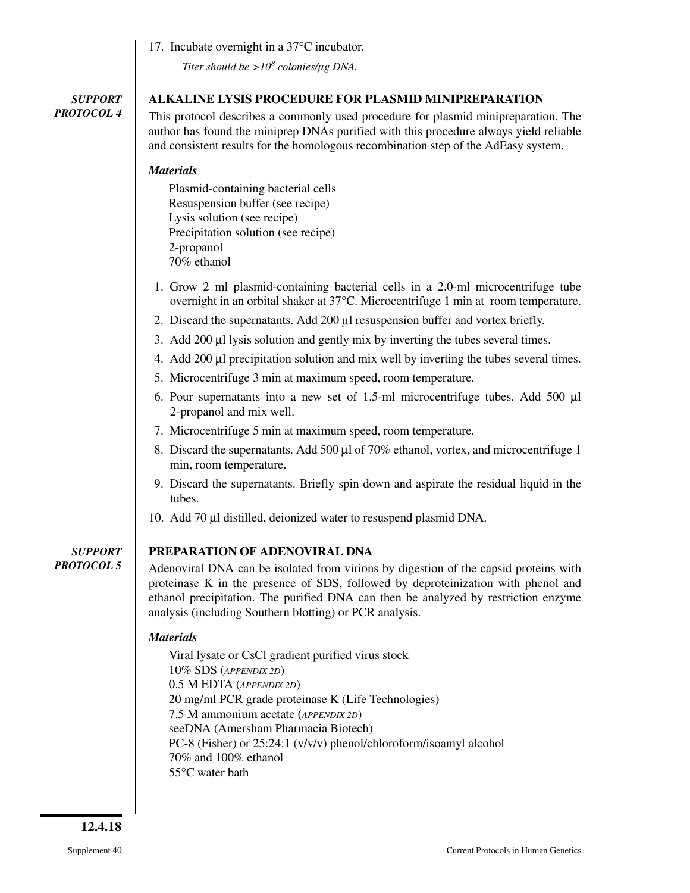17. Incubate overnight in a 37°C incubator.

*Titer should be $>10^8$ colonies/μg DNA.*

*SUPPORT PROTOCOL 4*

## ALKALINE LYSIS PROCEDURE FOR PLASMID MINIPREPARATION

This protocol describes a commonly used procedure for plasmid minipreparation. The author has found the miniprep DNAs purified with this procedure always yield reliable and consistent results for the homologous recombination step of the AdEasy system.

### *Materials*

Plasmid-containing bacterial cells
Resuspension buffer (see recipe)
Lysis solution (see recipe)
Precipitation solution (see recipe)
2-propanol
70% ethanol

1. Grow 2 ml plasmid-containing bacterial cells in a 2.0-ml microcentrifuge tube overnight in an orbital shaker at 37°C. Microcentrifuge 1 min at room temperature.
2. Discard the supernatants. Add 200 μl resuspension buffer and vortex briefly.
3. Add 200 μl lysis solution and gently mix by inverting the tubes several times.
4. Add 200 μl precipitation solution and mix well by inverting the tubes several times.
5. Microcentrifuge 3 min at maximum speed, room temperature.
6. Pour supernatants into a new set of 1.5-ml microcentrifuge tubes. Add 500 μl 2-propanol and mix well.
7. Microcentrifuge 5 min at maximum speed, room temperature.
8. Discard the supernatants. Add 500 μl of 70% ethanol, vortex, and microcentrifuge 1 min, room temperature.
9. Discard the supernatants. Briefly spin down and aspirate the residual liquid in the tubes.
10. Add 70 μl distilled, deionized water to resuspend plasmid DNA.

*SUPPORT PROTOCOL 5*

## PREPARATION OF ADENOVIRAL DNA

Adenoviral DNA can be isolated from virions by digestion of the capsid proteins with proteinase K in the presence of SDS, followed by deproteinization with phenol and ethanol precipitation. The purified DNA can then be analyzed by restriction enzyme analysis (including Southern blotting) or PCR analysis.

### *Materials*

Viral lysate or CsCl gradient purified virus stock
10% SDS (*APPENDIX 2D*)
0.5 M EDTA (*APPENDIX 2D*)
20 mg/ml PCR grade proteinase K (Life Technologies)
7.5 M ammonium acetate (*APPENDIX 2D*)
seeDNA (Amersham Pharmacia Biotech)
PC-8 (Fisher) or 25:24:1 (v/v/v) phenol/chloroform/isoamyl alcohol
70% and 100% ethanol
55°C water bath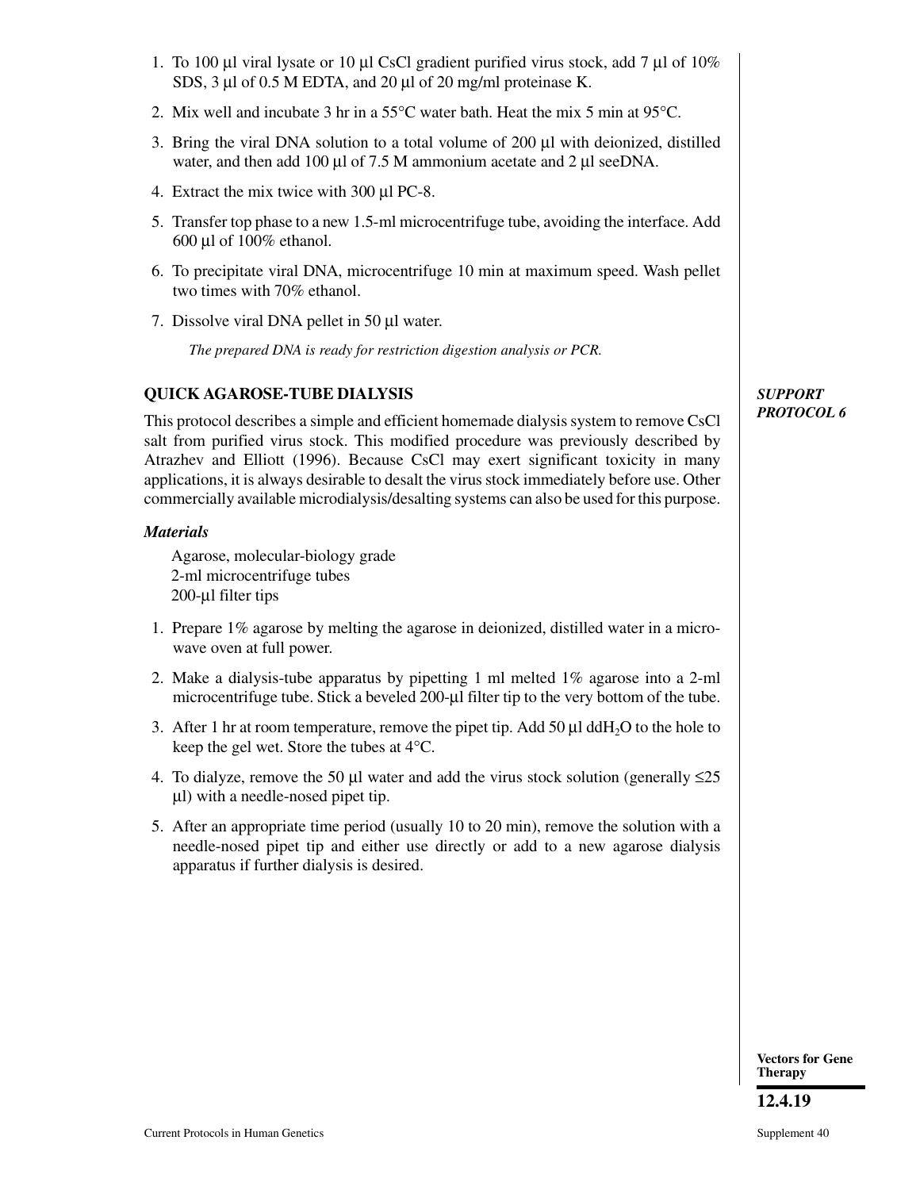1. To 100 µl viral lysate or 10 µl CsCl gradient purified virus stock, add 7 µl of 10% SDS, 3 µl of 0.5 M EDTA, and 20 µl of 20 mg/ml proteinase K.
2. Mix well and incubate 3 hr in a 55°C water bath. Heat the mix 5 min at 95°C.
3. Bring the viral DNA solution to a total volume of 200 µl with deionized, distilled water, and then add 100 µl of 7.5 M ammonium acetate and 2 µl seeDNA.
4. Extract the mix twice with 300 µl PC-8.
5. Transfer top phase to a new 1.5-ml microcentrifuge tube, avoiding the interface. Add 600 µl of 100% ethanol.
6. To precipitate viral DNA, microcentrifuge 10 min at maximum speed. Wash pellet two times with 70% ethanol.
7. Dissolve viral DNA pellet in 50 µl water.

   *The prepared DNA is ready for restriction digestion analysis or PCR.*

## QUICK AGAROSE-TUBE DIALYSIS

***SUPPORT PROTOCOL 6***

This protocol describes a simple and efficient homemade dialysis system to remove CsCl salt from purified virus stock. This modified procedure was previously described by Atrazhev and Elliott (1996). Because CsCl may exert significant toxicity in many applications, it is always desirable to desalt the virus stock immediately before use. Other commercially available microdialysis/desalting systems can also be used for this purpose.

### *Materials*

Agarose, molecular-biology grade
2-ml microcentrifuge tubes
200-µl filter tips

1. Prepare 1% agarose by melting the agarose in deionized, distilled water in a microwave oven at full power.
2. Make a dialysis-tube apparatus by pipetting 1 ml melted 1% agarose into a 2-ml microcentrifuge tube. Stick a beveled 200-µl filter tip to the very bottom of the tube.
3. After 1 hr at room temperature, remove the pipet tip. Add 50 µl $ddH_2O$ to the hole to keep the gel wet. Store the tubes at 4°C.
4. To dialyze, remove the 50 µl water and add the virus stock solution (generally ≤25 µl) with a needle-nosed pipet tip.
5. After an appropriate time period (usually 10 to 20 min), remove the solution with a needle-nosed pipet tip and either use directly or add to a new agarose dialysis apparatus if further dialysis is desired.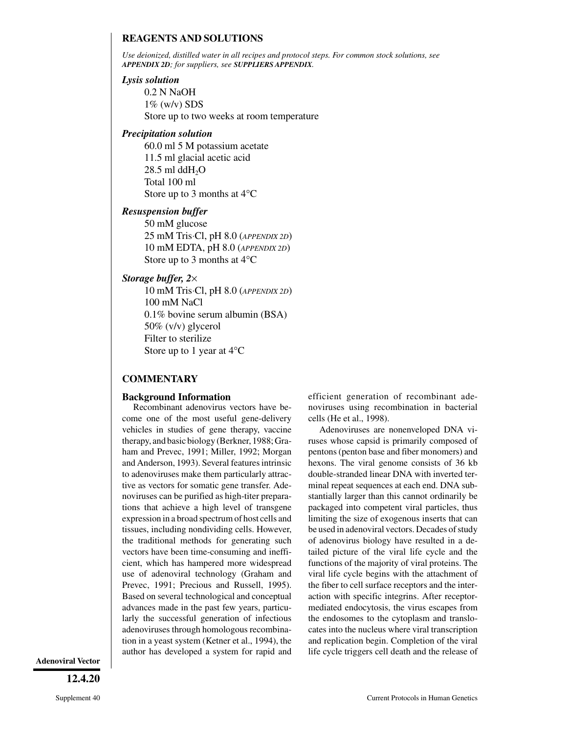## REAGENTS AND SOLUTIONS

*Use deionized, distilled water in all recipes and protocol steps. For common stock solutions, see* ***APPENDIX 2D****; for suppliers, see* ***SUPPLIERS APPENDIX****.*

### *Lysis solution*

0.2 N NaOH
1% (w/v) SDS
Store up to two weeks at room temperature

### *Precipitation solution*

60.0 ml 5 M potassium acetate
11.5 ml glacial acetic acid
28.5 ml $ddH_2O$
Total 100 ml
Store up to 3 months at 4°C

### *Resuspension buffer*

50 mM glucose
25 mM Tris·Cl, pH 8.0 (*APPENDIX 2D*)
10 mM EDTA, pH 8.0 (*APPENDIX 2D*)
Store up to 3 months at 4°C

### *Storage buffer, 2×*

10 mM Tris·Cl, pH 8.0 (*APPENDIX 2D*)
100 mM NaCl
0.1% bovine serum albumin (BSA)
50% (v/v) glycerol
Filter to sterilize
Store up to 1 year at 4°C

## COMMENTARY

### Background Information

Recombinant adenovirus vectors have become one of the most useful gene-delivery vehicles in studies of gene therapy, vaccine therapy, and basic biology (Berkner, 1988; Graham and Prevec, 1991; Miller, 1992; Morgan and Anderson, 1993). Several features intrinsic to adenoviruses make them particularly attractive as vectors for somatic gene transfer. Adenoviruses can be purified as high-titer preparations that achieve a high level of transgene expression in a broad spectrum of host cells and tissues, including nondividing cells. However, the traditional methods for generating such vectors have been time-consuming and inefficient, which has hampered more widespread use of adenoviral technology (Graham and Prevec, 1991; Precious and Russell, 1995). Based on several technological and conceptual advances made in the past few years, particularly the successful generation of infectious adenoviruses through homologous recombination in a yeast system (Ketner et al., 1994), the author has developed a system for rapid and efficient generation of recombinant adenoviruses using recombination in bacterial cells (He et al., 1998).

Adenoviruses are nonenveloped DNA viruses whose capsid is primarily composed of pentons (penton base and fiber monomers) and hexons. The viral genome consists of 36 kb double-stranded linear DNA with inverted terminal repeat sequences at each end. DNA substantially larger than this cannot ordinarily be packaged into competent viral particles, thus limiting the size of exogenous inserts that can be used in adenoviral vectors. Decades of study of adenovirus biology have resulted in a detailed picture of the viral life cycle and the functions of the majority of viral proteins. The viral life cycle begins with the attachment of the fiber to cell surface receptors and the interaction with specific integrins. After receptor-mediated endocytosis, the virus escapes from the endosomes to the cytoplasm and translocates into the nucleus where viral transcription and replication begin. Completion of the viral life cycle triggers cell death and the release of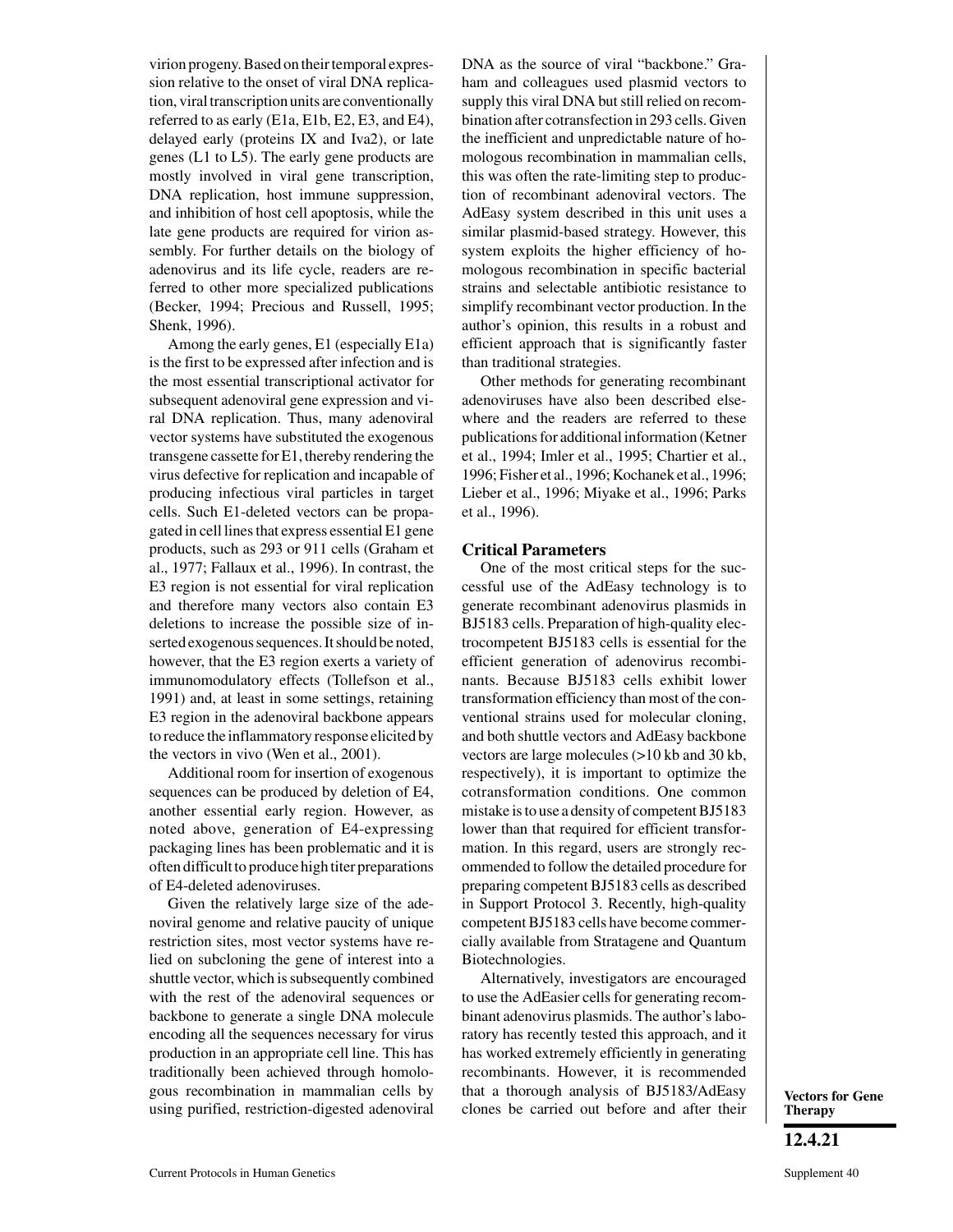virion progeny. Based on their temporal expression relative to the onset of viral DNA replication, viral transcription units are conventionally referred to as early (E1a, E1b, E2, E3, and E4), delayed early (proteins IX and Iva2), or late genes (L1 to L5). The early gene products are mostly involved in viral gene transcription, DNA replication, host immune suppression, and inhibition of host cell apoptosis, while the late gene products are required for virion assembly. For further details on the biology of adenovirus and its life cycle, readers are referred to other more specialized publications (Becker, 1994; Precious and Russell, 1995; Shenk, 1996).

Among the early genes, E1 (especially E1a) is the first to be expressed after infection and is the most essential transcriptional activator for subsequent adenoviral gene expression and viral DNA replication. Thus, many adenoviral vector systems have substituted the exogenous transgene cassette for E1, thereby rendering the virus defective for replication and incapable of producing infectious viral particles in target cells. Such E1-deleted vectors can be propagated in cell lines that express essential E1 gene products, such as 293 or 911 cells (Graham et al., 1977; Fallaux et al., 1996). In contrast, the E3 region is not essential for viral replication and therefore many vectors also contain E3 deletions to increase the possible size of inserted exogenous sequences. It should be noted, however, that the E3 region exerts a variety of immunomodulatory effects (Tollefson et al., 1991) and, at least in some settings, retaining E3 region in the adenoviral backbone appears to reduce the inflammatory response elicited by the vectors in vivo (Wen et al., 2001).

Additional room for insertion of exogenous sequences can be produced by deletion of E4, another essential early region. However, as noted above, generation of E4-expressing packaging lines has been problematic and it is often difficult to produce high titer preparations of E4-deleted adenoviruses.

Given the relatively large size of the adenoviral genome and relative paucity of unique restriction sites, most vector systems have relied on subcloning the gene of interest into a shuttle vector, which is subsequently combined with the rest of the adenoviral sequences or backbone to generate a single DNA molecule encoding all the sequences necessary for virus production in an appropriate cell line. This has traditionally been achieved through homologous recombination in mammalian cells by using purified, restriction-digested adenoviral DNA as the source of viral "backbone." Graham and colleagues used plasmid vectors to supply this viral DNA but still relied on recombination after cotransfection in 293 cells. Given the inefficient and unpredictable nature of homologous recombination in mammalian cells, this was often the rate-limiting step to production of recombinant adenoviral vectors. The AdEasy system described in this unit uses a similar plasmid-based strategy. However, this system exploits the higher efficiency of homologous recombination in specific bacterial strains and selectable antibiotic resistance to simplify recombinant vector production. In the author's opinion, this results in a robust and efficient approach that is significantly faster than traditional strategies.

Other methods for generating recombinant adenoviruses have also been described elsewhere and the readers are referred to these publications for additional information (Ketner et al., 1994; Imler et al., 1995; Chartier et al., 1996; Fisher et al., 1996; Kochanek et al., 1996; Lieber et al., 1996; Miyake et al., 1996; Parks et al., 1996).

## Critical Parameters

One of the most critical steps for the successful use of the AdEasy technology is to generate recombinant adenovirus plasmids in BJ5183 cells. Preparation of high-quality electrocompetent BJ5183 cells is essential for the efficient generation of adenovirus recombinants. Because BJ5183 cells exhibit lower transformation efficiency than most of the conventional strains used for molecular cloning, and both shuttle vectors and AdEasy backbone vectors are large molecules (>10 kb and 30 kb, respectively), it is important to optimize the cotransformation conditions. One common mistake is to use a density of competent BJ5183 lower than that required for efficient transformation. In this regard, users are strongly recommended to follow the detailed procedure for preparing competent BJ5183 cells as described in Support Protocol 3. Recently, high-quality competent BJ5183 cells have become commercially available from Stratagene and Quantum Biotechnologies.

Alternatively, investigators are encouraged to use the AdEasier cells for generating recombinant adenovirus plasmids. The author's laboratory has recently tested this approach, and it has worked extremely efficiently in generating recombinants. However, it is recommended that a thorough analysis of BJ5183/AdEasy clones be carried out before and after their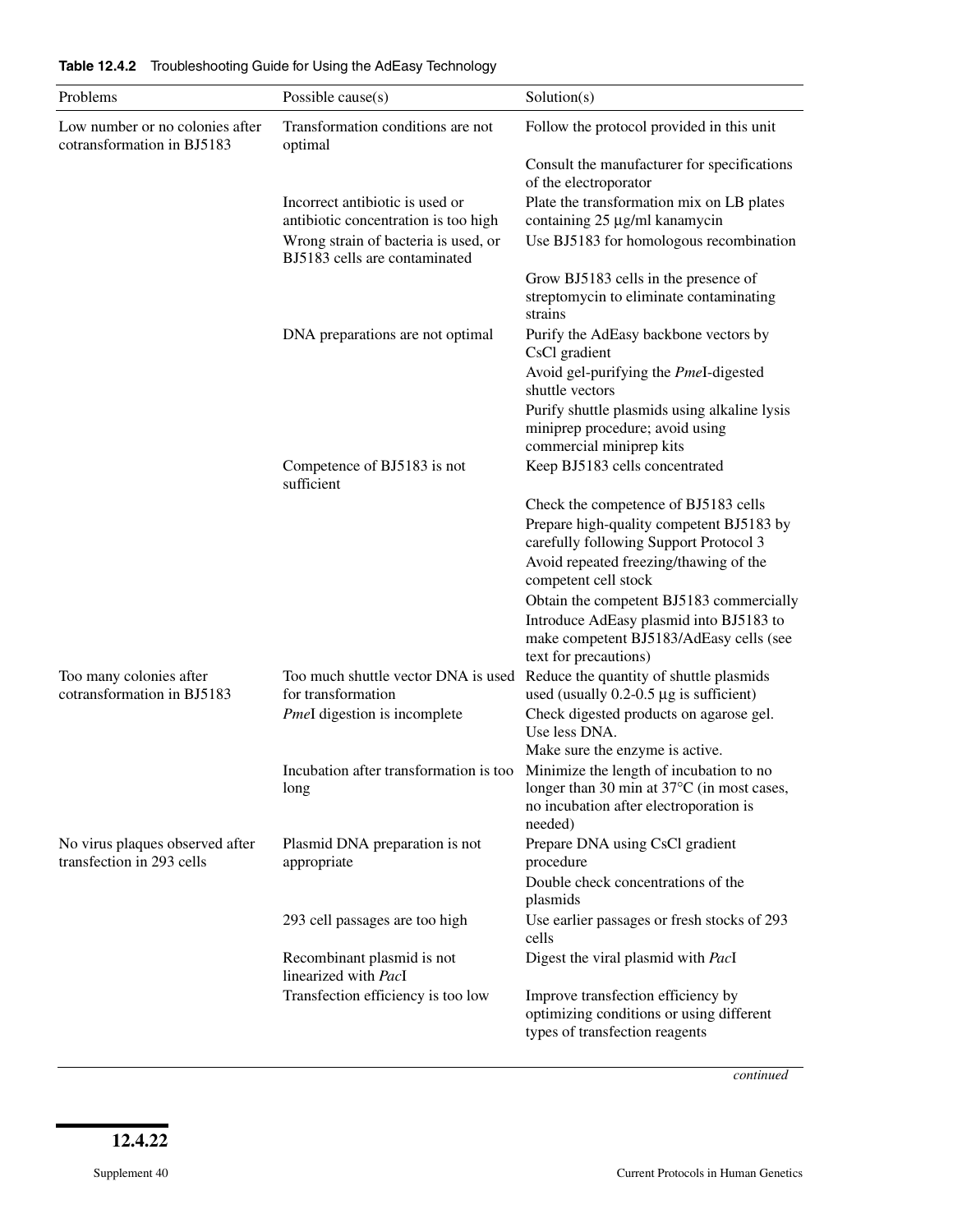**Table 12.4.2** Troubleshooting Guide for Using the AdEasy Technology

| Problems | Possible cause(s) | Solution(s) |
| --- | --- | --- |
| Low number or no colonies after cotransformation in BJ5183 | Transformation conditions are not optimal | Follow the protocol provided in this unit |
| | | Consult the manufacturer for specifications of the electroporator |
| | Incorrect antibiotic is used or antibiotic concentration is too high | Plate the transformation mix on LB plates containing 25 µg/ml kanamycin |
| | Wrong strain of bacteria is used, or BJ5183 cells are contaminated | Use BJ5183 for homologous recombination |
| | | Grow BJ5183 cells in the presence of streptomycin to eliminate contaminating strains |
| | DNA preparations are not optimal | Purify the AdEasy backbone vectors by CsCl gradient |
| | | Avoid gel-purifying the *Pme*I-digested shuttle vectors |
| | | Purify shuttle plasmids using alkaline lysis miniprep procedure; avoid using commercial miniprep kits |
| | Competence of BJ5183 is not sufficient | Keep BJ5183 cells concentrated |
| | | Check the competence of BJ5183 cells |
| | | Prepare high-quality competent BJ5183 by carefully following Support Protocol 3 |
| | | Avoid repeated freezing/thawing of the competent cell stock |
| | | Obtain the competent BJ5183 commercially |
| | | Introduce AdEasy plasmid into BJ5183 to make competent BJ5183/AdEasy cells (see text for precautions) |
| Too many colonies after cotransformation in BJ5183 | Too much shuttle vector DNA is used for transformation | Reduce the quantity of shuttle plasmids used (usually 0.2-0.5 µg is sufficient) |
| | *Pme*I digestion is incomplete | Check digested products on agarose gel. Use less DNA. |
| | | Make sure the enzyme is active. |
| | Incubation after transformation is too long | Minimize the length of incubation to no longer than 30 min at 37°C (in most cases, no incubation after electroporation is needed) |
| No virus plaques observed after transfection in 293 cells | Plasmid DNA preparation is not appropriate | Prepare DNA using CsCl gradient procedure |
| | | Double check concentrations of the plasmids |
| | 293 cell passages are too high | Use earlier passages or fresh stocks of 293 cells |
| | Recombinant plasmid is not linearized with *Pac*I | Digest the viral plasmid with *Pac*I |
| | Transfection efficiency is too low | Improve transfection efficiency by optimizing conditions or using different types of transfection reagents |

*continued*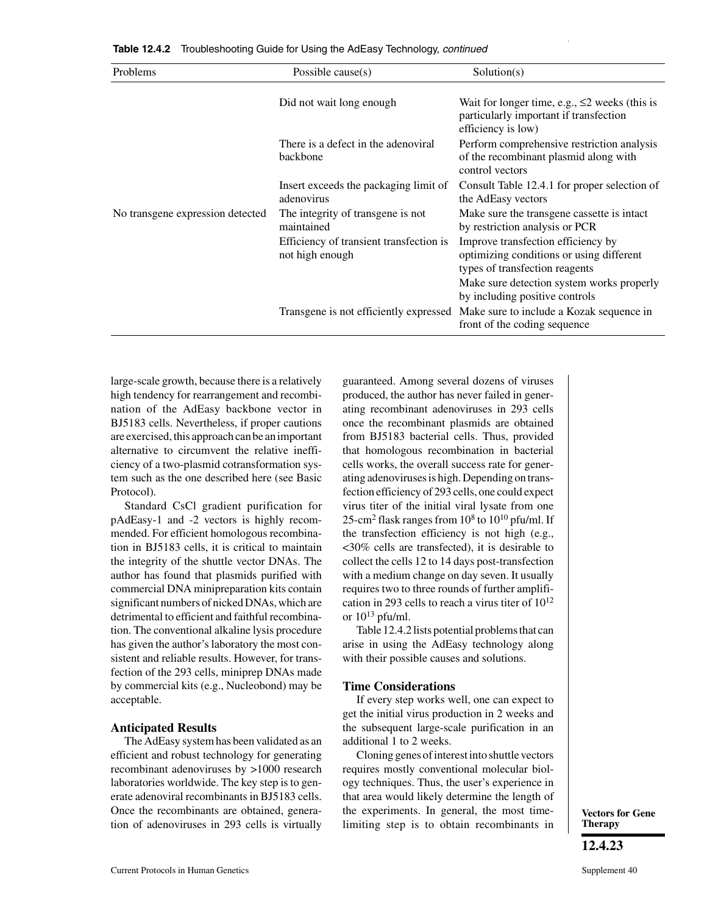**Table 12.4.2** Troubleshooting Guide for Using the AdEasy Technology, *continued*

| Problems | Possible cause(s) | Solution(s) |
|---|---|---|
| | Did not wait long enough | Wait for longer time, e.g., ≤2 weeks (this is particularly important if transfection efficiency is low) |
| | There is a defect in the adenoviral backbone | Perform comprehensive restriction analysis of the recombinant plasmid along with control vectors |
| | Insert exceeds the packaging limit of adenovirus | Consult Table 12.4.1 for proper selection of the AdEasy vectors |
| No transgene expression detected | The integrity of transgene is not maintained | Make sure the transgene cassette is intact by restriction analysis or PCR |
| | Efficiency of transient transfection is not high enough | Improve transfection efficiency by optimizing conditions or using different types of transfection reagents |
| | | Make sure detection system works properly by including positive controls |
| | Transgene is not efficiently expressed | Make sure to include a Kozak sequence in front of the coding sequence |

large-scale growth, because there is a relatively high tendency for rearrangement and recombination of the AdEasy backbone vector in BJ5183 cells. Nevertheless, if proper cautions are exercised, this approach can be an important alternative to circumvent the relative inefficiency of a two-plasmid cotransformation system such as the one described here (see Basic Protocol).

Standard CsCl gradient purification for pAdEasy-1 and -2 vectors is highly recommended. For efficient homologous recombination in BJ5183 cells, it is critical to maintain the integrity of the shuttle vector DNAs. The author has found that plasmids purified with commercial DNA minipreparation kits contain significant numbers of nicked DNAs, which are detrimental to efficient and faithful recombination. The conventional alkaline lysis procedure has given the author's laboratory the most consistent and reliable results. However, for transfection of the 293 cells, miniprep DNAs made by commercial kits (e.g., Nucleobond) may be acceptable.

### Anticipated Results

The AdEasy system has been validated as an efficient and robust technology for generating recombinant adenoviruses by >1000 research laboratories worldwide. The key step is to generate adenoviral recombinants in BJ5183 cells. Once the recombinants are obtained, generation of adenoviruses in 293 cells is virtually guaranteed. Among several dozens of viruses produced, the author has never failed in generating recombinant adenoviruses in 293 cells once the recombinant plasmids are obtained from BJ5183 bacterial cells. Thus, provided that homologous recombination in bacterial cells works, the overall success rate for generating adenoviruses is high. Depending on transfection efficiency of 293 cells, one could expect virus titer of the initial viral lysate from one 25-$cm^2$ flask ranges from $10^8$ to $10^{10}$ pfu/ml. If the transfection efficiency is not high (e.g., <30% cells are transfected), it is desirable to collect the cells 12 to 14 days post-transfection with a medium change on day seven. It usually requires two to three rounds of further amplification in 293 cells to reach a virus titer of $10^{12}$ or $10^{13}$ pfu/ml.

Table 12.4.2 lists potential problems that can arise in using the AdEasy technology along with their possible causes and solutions.

### Time Considerations

If every step works well, one can expect to get the initial virus production in 2 weeks and the subsequent large-scale purification in an additional 1 to 2 weeks.

Cloning genes of interest into shuttle vectors requires mostly conventional molecular biology techniques. Thus, the user's experience in that area would likely determine the length of the experiments. In general, the most time-limiting step is to obtain recombinants in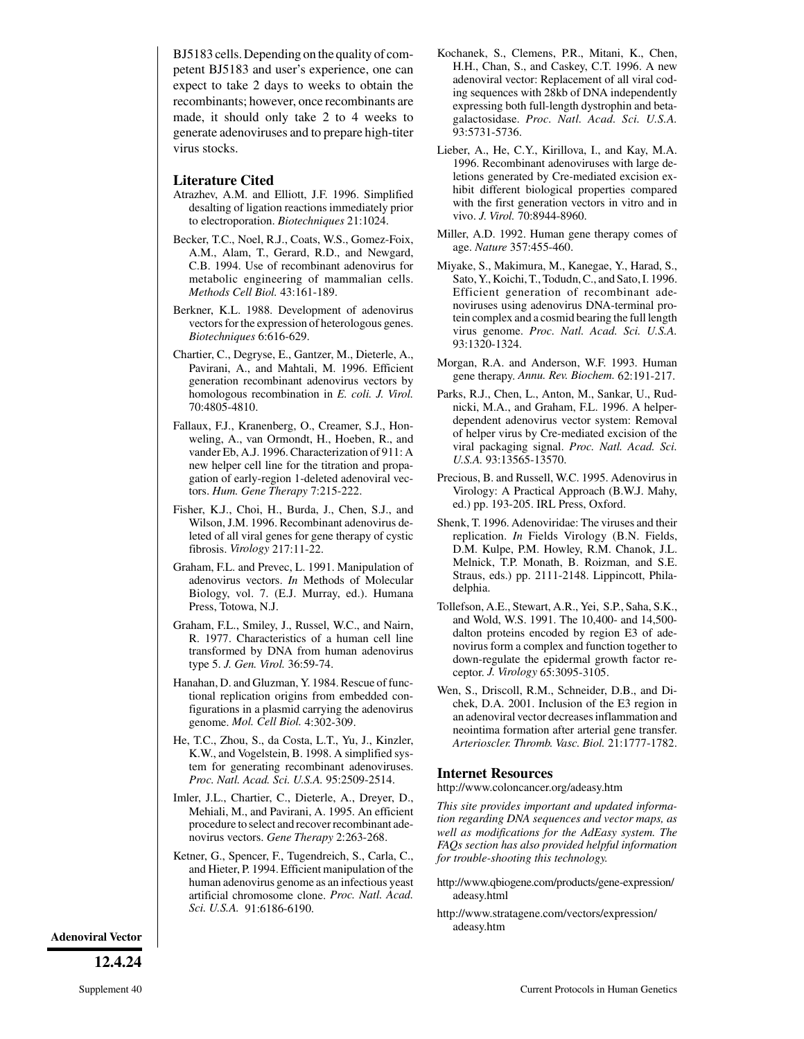BJ5183 cells. Depending on the quality of competent BJ5183 and user's experience, one can expect to take 2 days to weeks to obtain the recombinants; however, once recombinants are made, it should only take 2 to 4 weeks to generate adenoviruses and to prepare high-titer virus stocks.

## Literature Cited

Atrazhev, A.M. and Elliott, J.F. 1996. Simplified desalting of ligation reactions immediately prior to electroporation. *Biotechniques* 21:1024.

Becker, T.C., Noel, R.J., Coats, W.S., Gomez-Foix, A.M., Alam, T., Gerard, R.D., and Newgard, C.B. 1994. Use of recombinant adenovirus for metabolic engineering of mammalian cells. *Methods Cell Biol.* 43:161-189.

Berkner, K.L. 1988. Development of adenovirus vectors for the expression of heterologous genes. *Biotechniques* 6:616-629.

Chartier, C., Degryse, E., Gantzer, M., Dieterle, A., Pavirani, A., and Mahtali, M. 1996. Efficient generation recombinant adenovirus vectors by homologous recombination in *E. coli. J. Virol.* 70:4805-4810.

Fallaux, F.J., Kranenberg, O., Creamer, S.J., Honweling, A., van Ormondt, H., Hoeben, R., and vander Eb, A.J. 1996. Characterization of 911: A new helper cell line for the titration and propagation of early-region 1-deleted adenoviral vectors. *Hum. Gene Therapy* 7:215-222.

Fisher, K.J., Choi, H., Burda, J., Chen, S.J., and Wilson, J.M. 1996. Recombinant adenovirus deleted of all viral genes for gene therapy of cystic fibrosis. *Virology* 217:11-22.

Graham, F.L. and Prevec, L. 1991. Manipulation of adenovirus vectors. *In* Methods of Molecular Biology, vol. 7. (E.J. Murray, ed.). Humana Press, Totowa, N.J.

Graham, F.L., Smiley, J., Russel, W.C., and Nairn, R. 1977. Characteristics of a human cell line transformed by DNA from human adenovirus type 5. *J. Gen. Virol.* 36:59-74.

Hanahan, D. and Gluzman, Y. 1984. Rescue of functional replication origins from embedded configurations in a plasmid carrying the adenovirus genome. *Mol. Cell Biol.* 4:302-309.

He, T.C., Zhou, S., da Costa, L.T., Yu, J., Kinzler, K.W., and Vogelstein, B. 1998. A simplified system for generating recombinant adenoviruses. *Proc. Natl. Acad. Sci. U.S.A.* 95:2509-2514.

Imler, J.L., Chartier, C., Dieterle, A., Dreyer, D., Mehiali, M., and Pavirani, A. 1995. An efficient procedure to select and recover recombinant adenovirus vectors. *Gene Therapy* 2:263-268.

Ketner, G., Spencer, F., Tugendreich, S., Carla, C., and Hieter, P. 1994. Efficient manipulation of the human adenovirus genome as an infectious yeast artificial chromosome clone. *Proc. Natl. Acad. Sci. U.S.A.* 91:6186-6190.

Kochanek, S., Clemens, P.R., Mitani, K., Chen, H.H., Chan, S., and Caskey, C.T. 1996. A new adenoviral vector: Replacement of all viral coding sequences with 28kb of DNA independently expressing both full-length dystrophin and beta-galactosidase. *Proc. Natl. Acad. Sci. U.S.A.* 93:5731-5736.

Lieber, A., He, C.Y., Kirillova, I., and Kay, M.A. 1996. Recombinant adenoviruses with large deletions generated by Cre-mediated excision exhibit different biological properties compared with the first generation vectors in vitro and in vivo. *J. Virol.* 70:8944-8960.

Miller, A.D. 1992. Human gene therapy comes of age. *Nature* 357:455-460.

Miyake, S., Makimura, M., Kanegae, Y., Harad, S., Sato, Y., Koichi, T., Todudn, C., and Sato, I. 1996. Efficient generation of recombinant adenoviruses using adenovirus DNA-terminal protein complex and a cosmid bearing the full length virus genome. *Proc. Natl. Acad. Sci. U.S.A.* 93:1320-1324.

Morgan, R.A. and Anderson, W.F. 1993. Human gene therapy. *Annu. Rev. Biochem.* 62:191-217.

Parks, R.J., Chen, L., Anton, M., Sankar, U., Rudnicki, M.A., and Graham, F.L. 1996. A helper-dependent adenovirus vector system: Removal of helper virus by Cre-mediated excision of the viral packaging signal. *Proc. Natl. Acad. Sci. U.S.A.* 93:13565-13570.

Precious, B. and Russell, W.C. 1995. Adenovirus in Virology: A Practical Approach (B.W.J. Mahy, ed.) pp. 193-205. IRL Press, Oxford.

Shenk, T. 1996. Adenoviridae: The viruses and their replication. *In* Fields Virology (B.N. Fields, D.M. Kulpe, P.M. Howley, R.M. Chanok, J.L. Melnick, T.P. Monath, B. Roizman, and S.E. Straus, eds.) pp. 2111-2148. Lippincott, Philadelphia.

Tollefson, A.E., Stewart, A.R., Yei, S.P., Saha, S.K., and Wold, W.S. 1991. The 10,400- and 14,500-dalton proteins encoded by region E3 of adenovirus form a complex and function together to down-regulate the epidermal growth factor receptor. *J. Virology* 65:3095-3105.

Wen, S., Driscoll, R.M., Schneider, D.B., and Dichek, D.A. 2001. Inclusion of the E3 region in an adenoviral vector decreases inflammation and neointima formation after arterial gene transfer. *Arterioscler. Thromb. Vasc. Biol.* 21:1777-1782.

## Internet Resources

http://www.coloncancer.org/adeasy.htm

*This site provides important and updated information regarding DNA sequences and vector maps, as well as modifications for the AdEasy system. The FAQs section has also provided helpful information for trouble-shooting this technology.*

http://www.qbiogene.com/products/gene-expression/adeasy.html

http://www.stratagene.com/vectors/expression/adeasy.htm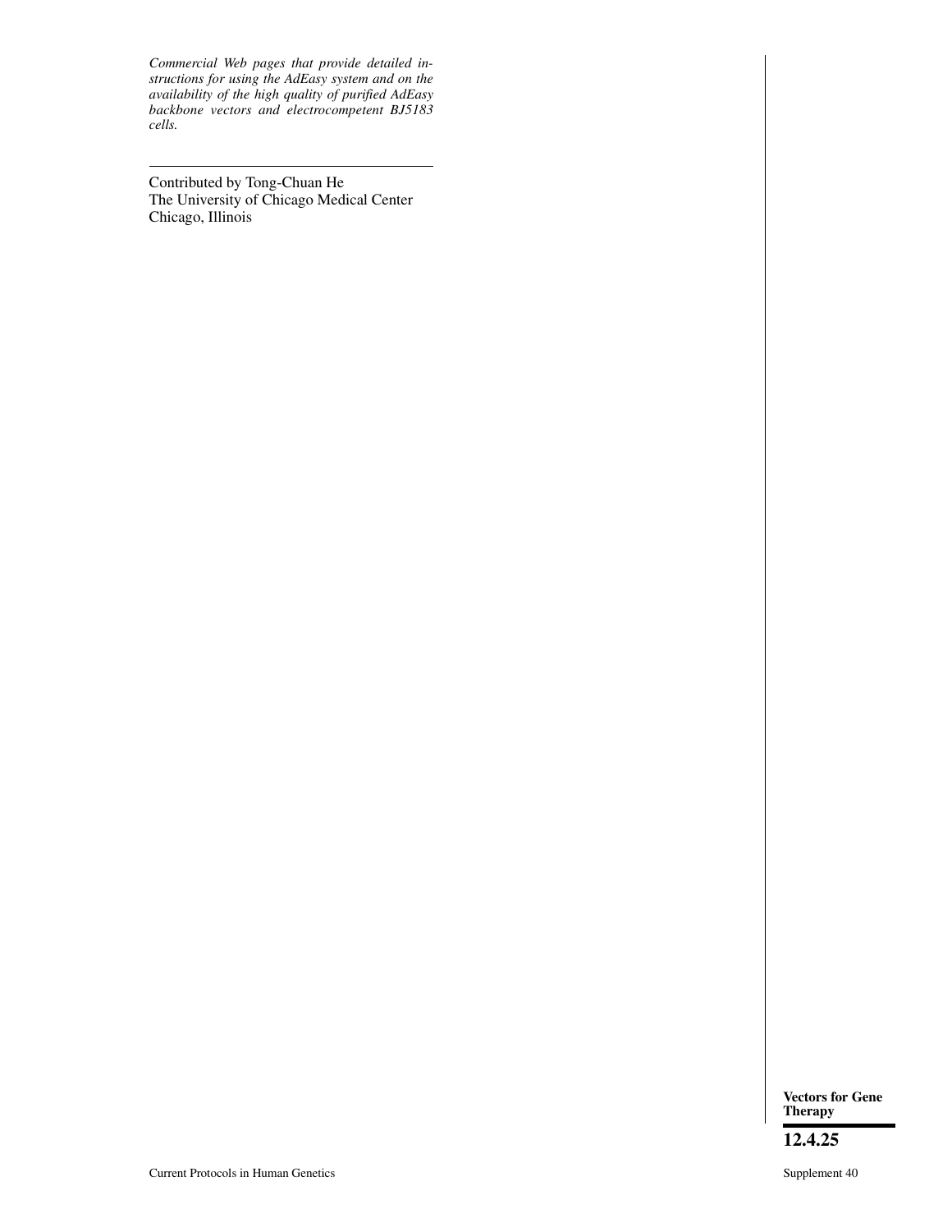*Commercial Web pages that provide detailed instructions for using the AdEasy system and on the availability of the high quality of purified AdEasy backbone vectors and electrocompetent BJ5183 cells.*

---

Contributed by Tong-Chuan He  
The University of Chicago Medical Center  
Chicago, Illinois